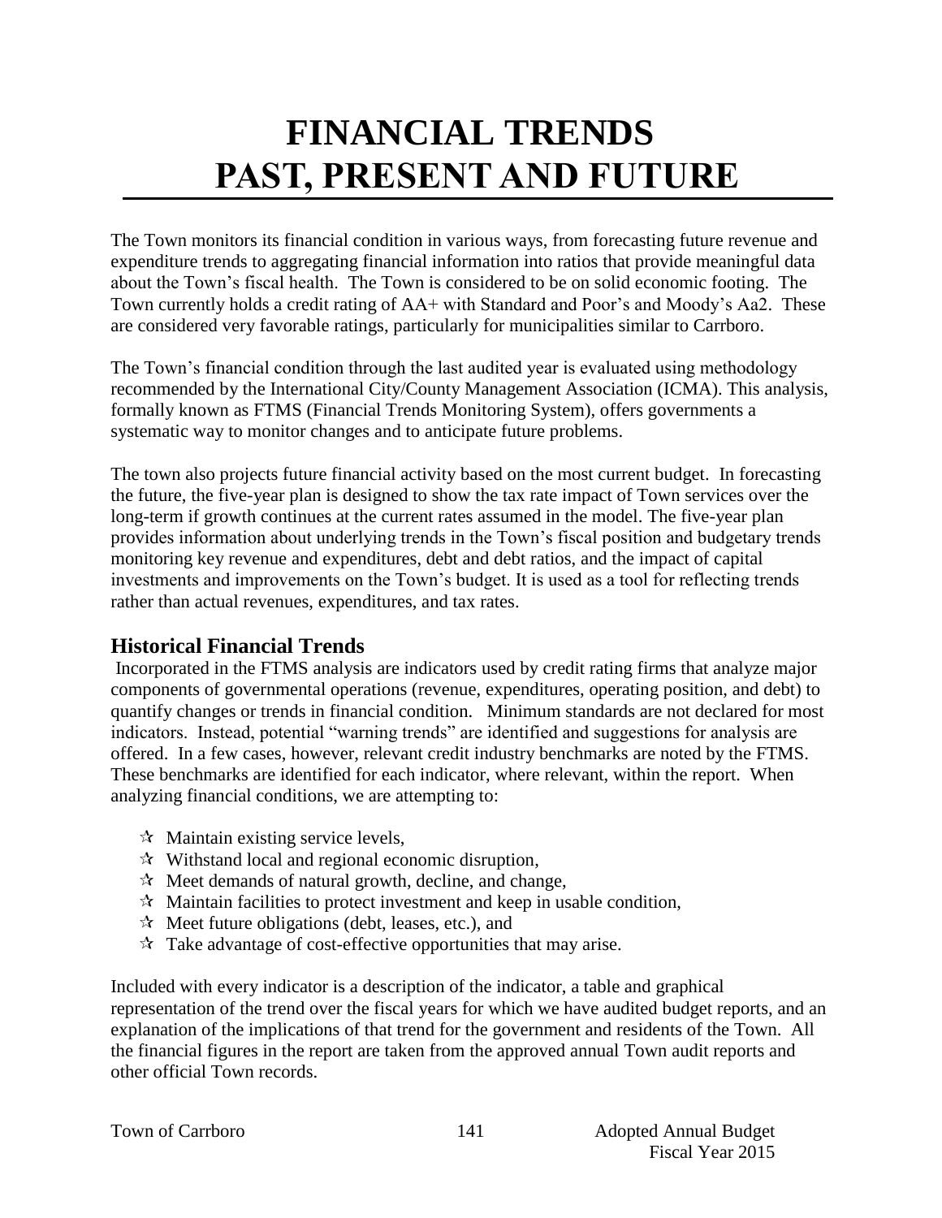# FINANCIAL TRENDS
# PAST, PRESENT AND FUTURE

The Town monitors its financial condition in various ways, from forecasting future revenue and expenditure trends to aggregating financial information into ratios that provide meaningful data about the Town's fiscal health. The Town is considered to be on solid economic footing. The Town currently holds a credit rating of AA+ with Standard and Poor's and Moody's Aa2. These are considered very favorable ratings, particularly for municipalities similar to Carrboro.

The Town's financial condition through the last audited year is evaluated using methodology recommended by the International City/County Management Association (ICMA). This analysis, formally known as FTMS (Financial Trends Monitoring System), offers governments a systematic way to monitor changes and to anticipate future problems.

The town also projects future financial activity based on the most current budget. In forecasting the future, the five-year plan is designed to show the tax rate impact of Town services over the long-term if growth continues at the current rates assumed in the model. The five-year plan provides information about underlying trends in the Town's fiscal position and budgetary trends monitoring key revenue and expenditures, debt and debt ratios, and the impact of capital investments and improvements on the Town's budget. It is used as a tool for reflecting trends rather than actual revenues, expenditures, and tax rates.

## Historical Financial Trends

Incorporated in the FTMS analysis are indicators used by credit rating firms that analyze major components of governmental operations (revenue, expenditures, operating position, and debt) to quantify changes or trends in financial condition. Minimum standards are not declared for most indicators. Instead, potential "warning trends" are identified and suggestions for analysis are offered. In a few cases, however, relevant credit industry benchmarks are noted by the FTMS. These benchmarks are identified for each indicator, where relevant, within the report. When analyzing financial conditions, we are attempting to:

- ✫ Maintain existing service levels,
- ✫ Withstand local and regional economic disruption,
- ✫ Meet demands of natural growth, decline, and change,
- ✫ Maintain facilities to protect investment and keep in usable condition,
- ✫ Meet future obligations (debt, leases, etc.), and
- ✫ Take advantage of cost-effective opportunities that may arise.

Included with every indicator is a description of the indicator, a table and graphical representation of the trend over the fiscal years for which we have audited budget reports, and an explanation of the implications of that trend for the government and residents of the Town. All the financial figures in the report are taken from the approved annual Town audit reports and other official Town records.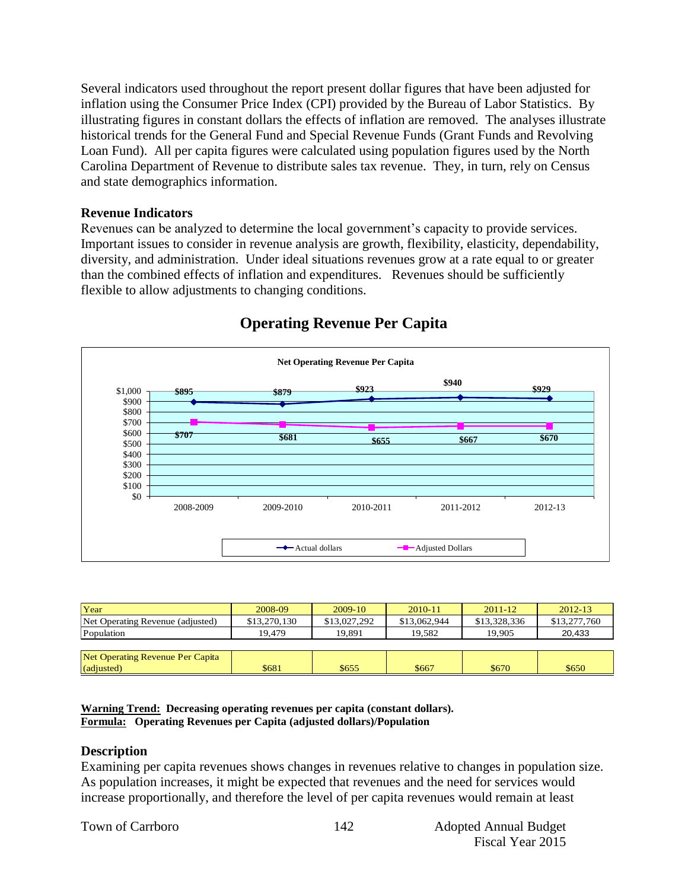Several indicators used throughout the report present dollar figures that have been adjusted for inflation using the Consumer Price Index (CPI) provided by the Bureau of Labor Statistics. By illustrating figures in constant dollars the effects of inflation are removed. The analyses illustrate historical trends for the General Fund and Special Revenue Funds (Grant Funds and Revolving Loan Fund). All per capita figures were calculated using population figures used by the North Carolina Department of Revenue to distribute sales tax revenue. They, in turn, rely on Census and state demographics information.

### Revenue Indicators

Revenues can be analyzed to determine the local government's capacity to provide services. Important issues to consider in revenue analysis are growth, flexibility, elasticity, dependability, diversity, and administration. Under ideal situations revenues grow at a rate equal to or greater than the combined effects of inflation and expenditures. Revenues should be sufficiently flexible to allow adjustments to changing conditions.

## Operating Revenue Per Capita

**Net Operating Revenue Per Capita**

| | 2008-2009 | 2009-2010 | 2010-2011 | 2011-2012 | 2012-13 |
|---|---|---|---|---|---|
| Actual dollars | $895 | $879 | $923 | $940 | $929 |
| Adjusted Dollars | $707 | $681 | $655 | $667 | $670 |

| Year | 2008-09 | 2009-10 | 2010-11 | 2011-12 | 2012-13 |
|---|---|---|---|---|---|
| Net Operating Revenue (adjusted) | $13,270,130 | $13,027,292 | $13,062,944 | $13,328,336 | $13,277,760 |
| Population | 19,479 | 19,891 | 19,582 | 19,905 | 20,433 |
| | | | | | |
| Net Operating Revenue Per Capita (adjusted) | $681 | $655 | $667 | $670 | $650 |

**Warning Trend:** **Decreasing operating revenues per capita (constant dollars).**
**Formula:** **Operating Revenues per Capita (adjusted dollars)/Population**

### Description

Examining per capita revenues shows changes in revenues relative to changes in population size. As population increases, it might be expected that revenues and the need for services would increase proportionally, and therefore the level of per capita revenues would remain at least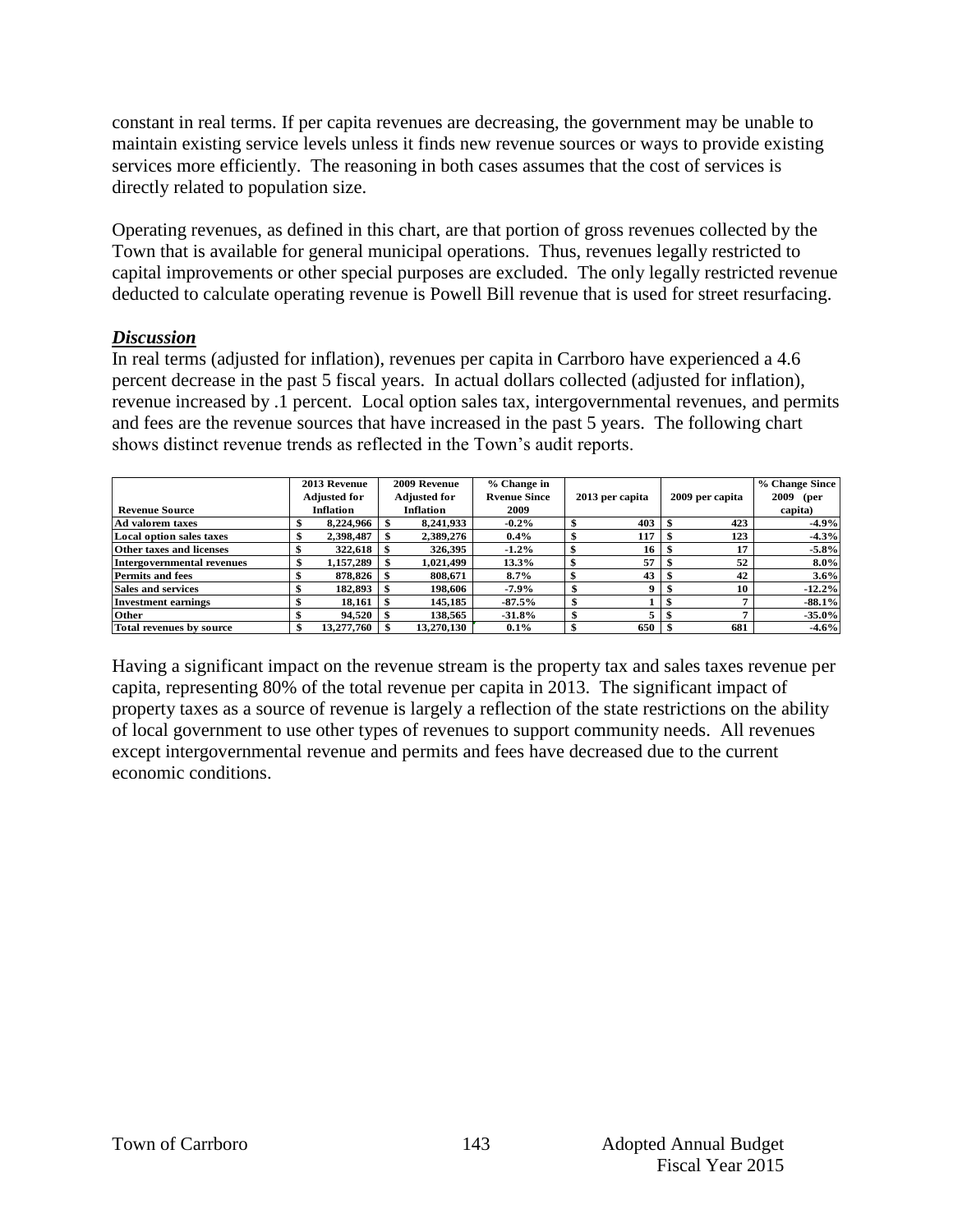constant in real terms. If per capita revenues are decreasing, the government may be unable to maintain existing service levels unless it finds new revenue sources or ways to provide existing services more efficiently. The reasoning in both cases assumes that the cost of services is directly related to population size.

Operating revenues, as defined in this chart, are that portion of gross revenues collected by the Town that is available for general municipal operations. Thus, revenues legally restricted to capital improvements or other special purposes are excluded. The only legally restricted revenue deducted to calculate operating revenue is Powell Bill revenue that is used for street resurfacing.

### ***Discussion***

In real terms (adjusted for inflation), revenues per capita in Carrboro have experienced a 4.6 percent decrease in the past 5 fiscal years. In actual dollars collected (adjusted for inflation), revenue increased by .1 percent. Local option sales tax, intergovernmental revenues, and permits and fees are the revenue sources that have increased in the past 5 years. The following chart shows distinct revenue trends as reflected in the Town's audit reports.

| Revenue Source | 2013 Revenue Adjusted for Inflation | 2009 Revenue Adjusted for Inflation | % Change in Rvenue Since 2009 | 2013 per capita | 2009 per capita | % Change Since 2009 (per capita) |
|---|---|---|---|---|---|---|
| Ad valorem taxes | $ 8,224,966 | $ 8,241,933 | -0.2% | $ 403 | $ 423 | -4.9% |
| Local option sales taxes | $ 2,398,487 | $ 2,389,276 | 0.4% | $ 117 | $ 123 | -4.3% |
| Other taxes and licenses | $ 322,618 | $ 326,395 | -1.2% | $ 16 | $ 17 | -5.8% |
| Intergovernmental revenues | $ 1,157,289 | $ 1,021,499 | 13.3% | $ 57 | $ 52 | 8.0% |
| Permits and fees | $ 878,826 | $ 808,671 | 8.7% | $ 43 | $ 42 | 3.6% |
| Sales and services | $ 182,893 | $ 198,606 | -7.9% | $ 9 | $ 10 | -12.2% |
| Investment earnings | $ 18,161 | $ 145,185 | -87.5% | $ 1 | $ 7 | -88.1% |
| Other | $ 94,520 | $ 138,565 | -31.8% | $ 5 | $ 7 | -35.0% |
| Total revenues by source | $ 13,277,760 | $ 13,270,130 | 0.1% | $ 650 | $ 681 | -4.6% |

Having a significant impact on the revenue stream is the property tax and sales taxes revenue per capita, representing 80% of the total revenue per capita in 2013. The significant impact of property taxes as a source of revenue is largely a reflection of the state restrictions on the ability of local government to use other types of revenues to support community needs. All revenues except intergovernmental revenue and permits and fees have decreased due to the current economic conditions.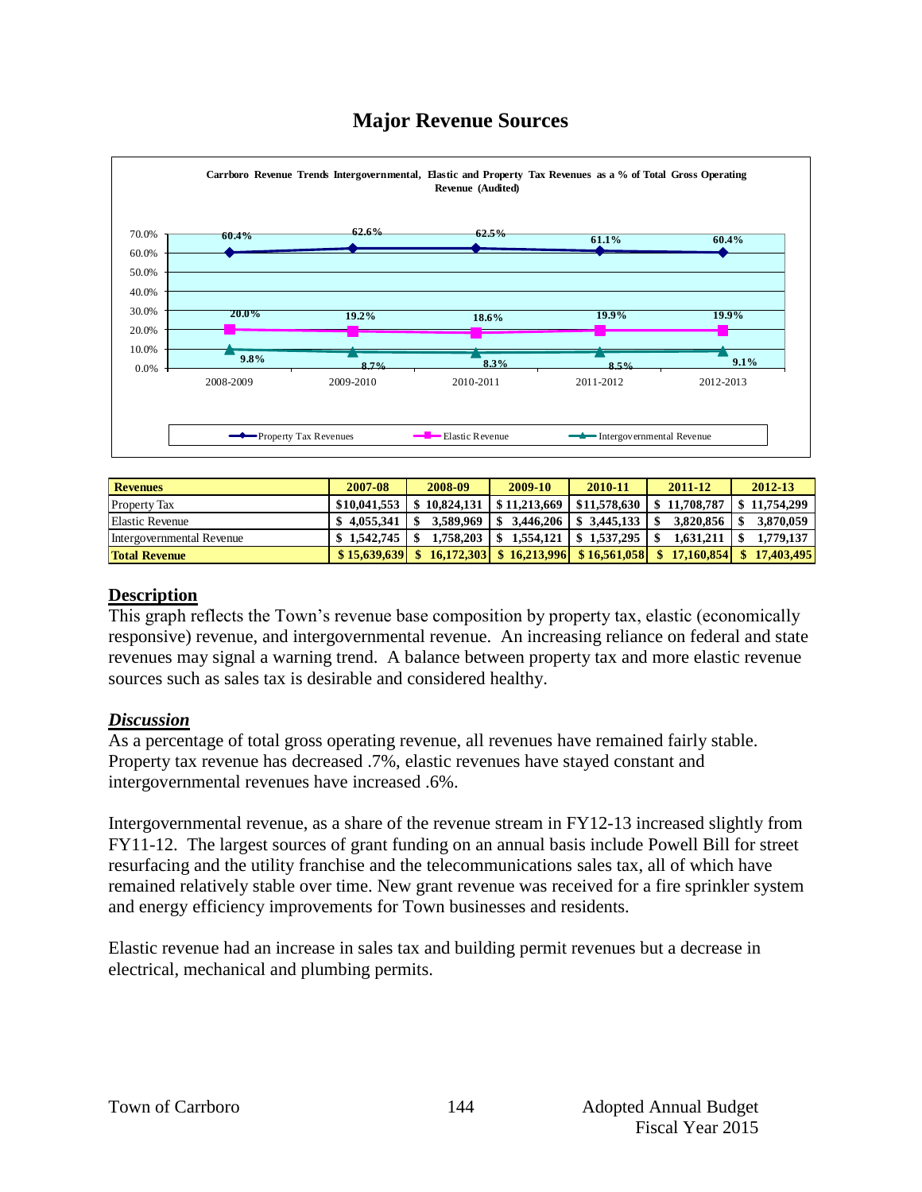# Major Revenue Sources

**Carrboro Revenue Trends Intergovernmental, Elastic and Property Tax Revenues as a % of Total Gross Operating Revenue (Audited)**

| | 2008-2009 | 2009-2010 | 2010-2011 | 2011-2012 | 2012-2013 |
|---|---|---|---|---|---|
| Property Tax Revenues | 60.4% | 62.6% | 62.5% | 61.1% | 60.4% |
| Elastic Revenue | 20.0% | 19.2% | 18.6% | 19.9% | 19.9% |
| Intergovernmental Revenue | 9.8% | 8.7% | 8.3% | 8.5% | 9.1% |

| **Revenues** | **2007-08** | **2008-09** | **2009-10** | **2010-11** | **2011-12** | **2012-13** |
|---|---|---|---|---|---|---|
| Property Tax | $10,041,553 | $ 10,824,131 | $ 11,213,669 | $11,578,630 | $ 11,708,787 | $ 11,754,299 |
| Elastic Revenue | $ 4,055,341 | $ 3,589,969 | $ 3,446,206 | $ 3,445,133 | $ 3,820,856 | $ 3,870,059 |
| Intergovernmental Revenue | $ 1,542,745 | $ 1,758,203 | $ 1,554,121 | $ 1,537,295 | $ 1,631,211 | $ 1,779,137 |
| **Total Revenue** | **$ 15,639,639** | **$ 16,172,303** | **$ 16,213,996** | **$ 16,561,058** | **$ 17,160,854** | **$ 17,403,495** |

## Description

This graph reflects the Town's revenue base composition by property tax, elastic (economically responsive) revenue, and intergovernmental revenue. An increasing reliance on federal and state revenues may signal a warning trend. A balance between property tax and more elastic revenue sources such as sales tax is desirable and considered healthy.

## *Discussion*

As a percentage of total gross operating revenue, all revenues have remained fairly stable. Property tax revenue has decreased .7%, elastic revenues have stayed constant and intergovernmental revenues have increased .6%.

Intergovernmental revenue, as a share of the revenue stream in FY12-13 increased slightly from FY11-12. The largest sources of grant funding on an annual basis include Powell Bill for street resurfacing and the utility franchise and the telecommunications sales tax, all of which have remained relatively stable over time. New grant revenue was received for a fire sprinkler system and energy efficiency improvements for Town businesses and residents.

Elastic revenue had an increase in sales tax and building permit revenues but a decrease in electrical, mechanical and plumbing permits.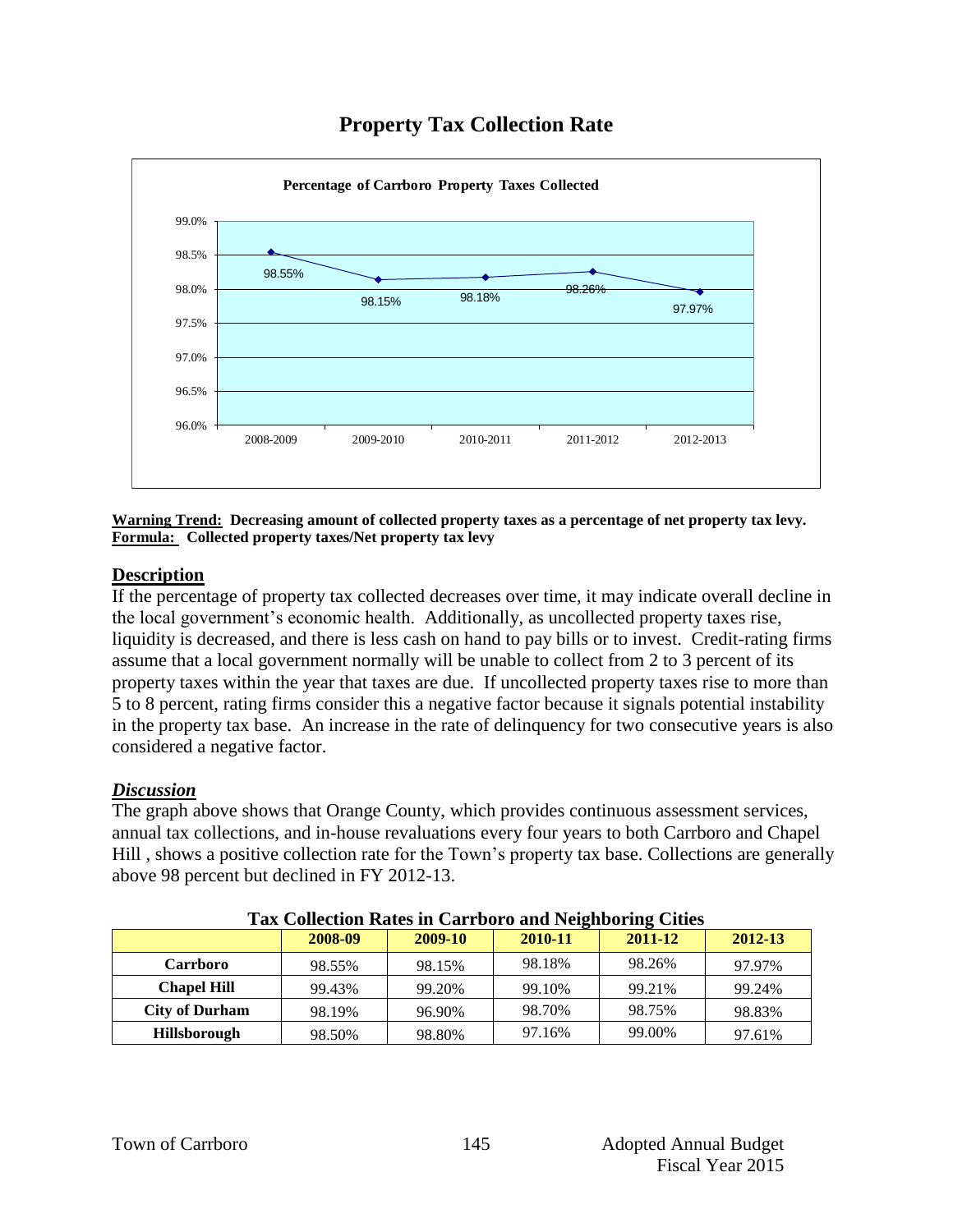# Property Tax Collection Rate

**Percentage of Carrboro Property Taxes Collected**

| | 2008-2009 | 2009-2010 | 2010-2011 | 2011-2012 | 2012-2013 |
|---|---|---|---|---|---|
| Collection rate | 98.55% | 98.15% | 98.18% | 98.26% | 97.97% |

**Warning Trend: Decreasing amount of collected property taxes as a percentage of net property tax levy.**
**Formula: Collected property taxes/Net property tax levy**

## Description

If the percentage of property tax collected decreases over time, it may indicate overall decline in the local government's economic health. Additionally, as uncollected property taxes rise, liquidity is decreased, and there is less cash on hand to pay bills or to invest. Credit-rating firms assume that a local government normally will be unable to collect from 2 to 3 percent of its property taxes within the year that taxes are due. If uncollected property taxes rise to more than 5 to 8 percent, rating firms consider this a negative factor because it signals potential instability in the property tax base. An increase in the rate of delinquency for two consecutive years is also considered a negative factor.

## *Discussion*

The graph above shows that Orange County, which provides continuous assessment services, annual tax collections, and in-house revaluations every four years to both Carrboro and Chapel Hill , shows a positive collection rate for the Town's property tax base. Collections are generally above 98 percent but declined in FY 2012-13.

**Tax Collection Rates in Carrboro and Neighboring Cities**

| | 2008-09 | 2009-10 | 2010-11 | 2011-12 | 2012-13 |
|---|---|---|---|---|---|
| **Carrboro** | 98.55% | 98.15% | 98.18% | 98.26% | 97.97% |
| **Chapel Hill** | 99.43% | 99.20% | 99.10% | 99.21% | 99.24% |
| **City of Durham** | 98.19% | 96.90% | 98.70% | 98.75% | 98.83% |
| **Hillsborough** | 98.50% | 98.80% | 97.16% | 99.00% | 97.61% |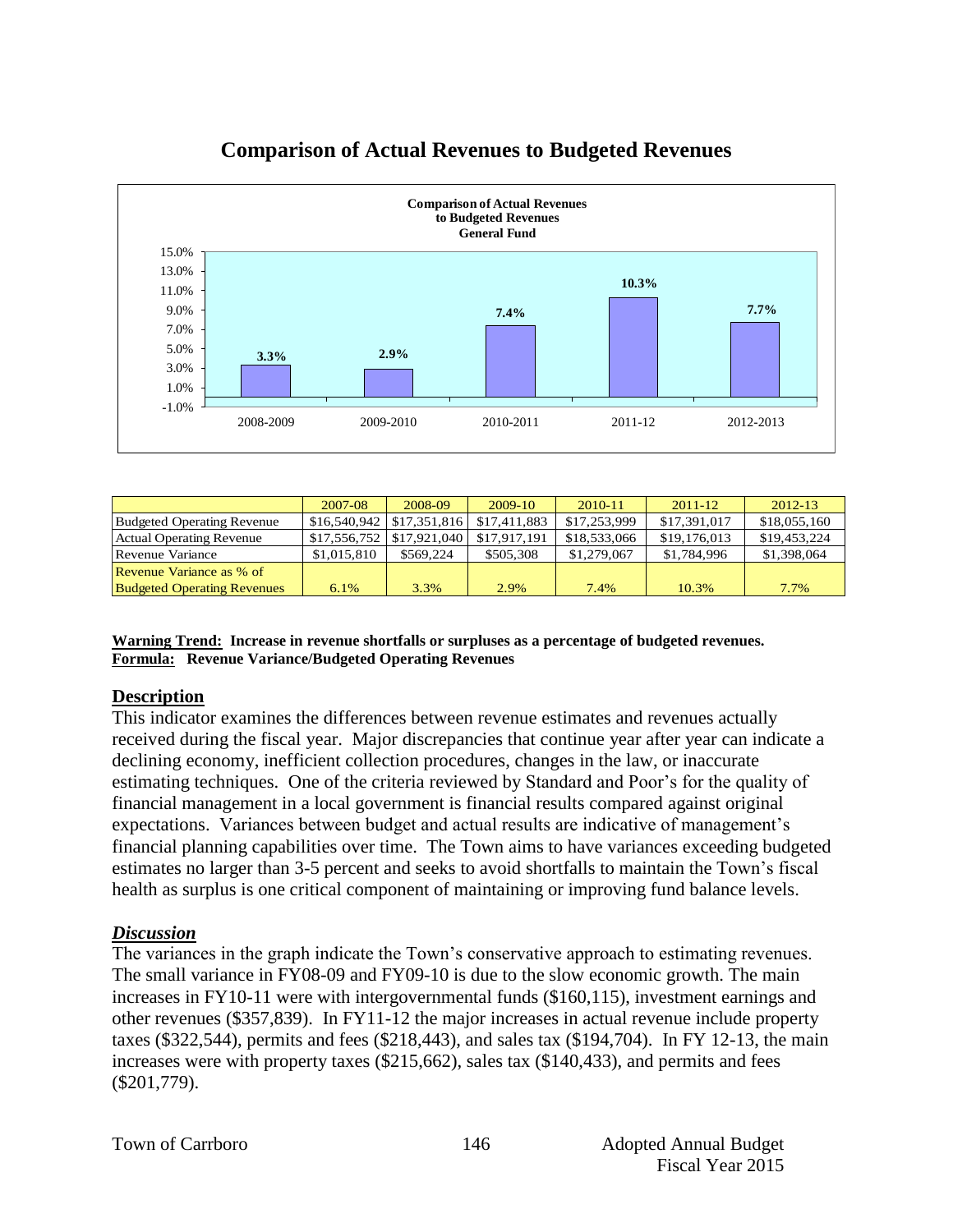# Comparison of Actual Revenues to Budgeted Revenues

**Comparison of Actual Revenues to Budgeted Revenues General Fund**

| | 2008-2009 | 2009-2010 | 2010-2011 | 2011-12 | 2012-2013 |
|---|---|---|---|---|---|
| Variance | 3.3% | 2.9% | 7.4% | 10.3% | 7.7% |

| | 2007-08 | 2008-09 | 2009-10 | 2010-11 | 2011-12 | 2012-13 |
|---|---|---|---|---|---|---|
| Budgeted Operating Revenue | $16,540,942 | $17,351,816 | $17,411,883 | $17,253,999 | $17,391,017 | $18,055,160 |
| Actual Operating Revenue | $17,556,752 | $17,921,040 | $17,917,191 | $18,533,066 | $19,176,013 | $19,453,224 |
| Revenue Variance | $1,015,810 | $569,224 | $505,308 | $1,279,067 | $1,784,996 | $1,398,064 |
| Revenue Variance as % of Budgeted Operating Revenues | 6.1% | 3.3% | 2.9% | 7.4% | 10.3% | 7.7% |

**Warning Trend: Increase in revenue shortfalls or surpluses as a percentage of budgeted revenues.**
**Formula: Revenue Variance/Budgeted Operating Revenues**

## Description

This indicator examines the differences between revenue estimates and revenues actually received during the fiscal year. Major discrepancies that continue year after year can indicate a declining economy, inefficient collection procedures, changes in the law, or inaccurate estimating techniques. One of the criteria reviewed by Standard and Poor's for the quality of financial management in a local government is financial results compared against original expectations. Variances between budget and actual results are indicative of management's financial planning capabilities over time. The Town aims to have variances exceeding budgeted estimates no larger than 3-5 percent and seeks to avoid shortfalls to maintain the Town's fiscal health as surplus is one critical component of maintaining or improving fund balance levels.

## *Discussion*

The variances in the graph indicate the Town's conservative approach to estimating revenues. The small variance in FY08-09 and FY09-10 is due to the slow economic growth. The main increases in FY10-11 were with intergovernmental funds ($160,115), investment earnings and other revenues ($357,839). In FY11-12 the major increases in actual revenue include property taxes ($322,544), permits and fees ($218,443), and sales tax ($194,704). In FY 12-13, the main increases were with property taxes ($215,662), sales tax ($140,433), and permits and fees ($201,779).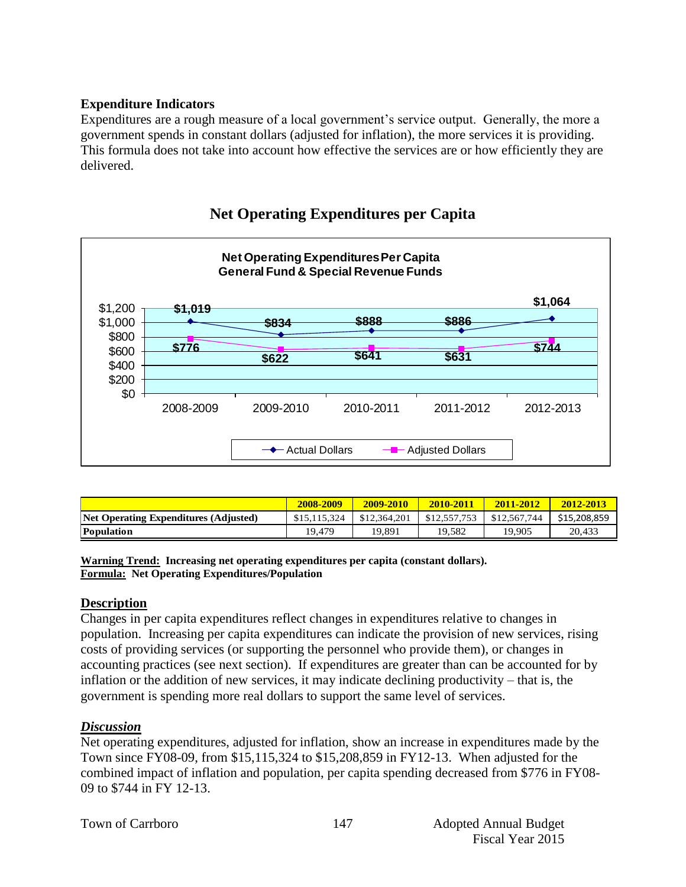### Expenditure Indicators

Expenditures are a rough measure of a local government's service output. Generally, the more a government spends in constant dollars (adjusted for inflation), the more services it is providing. This formula does not take into account how effective the services are or how efficiently they are delivered.

## Net Operating Expenditures per Capita

| | 2008-2009 | 2009-2010 | 2010-2011 | 2011-2012 | 2012-2013 |
|---|---|---|---|---|---|
| **Net Operating Expenditures (Adjusted)** | $15,115,324 | $12,364,201 | $12,557,753 | $12,567,744 | $15,208,859 |
| **Population** | 19,479 | 19,891 | 19,582 | 19,905 | 20,433 |

**Warning Trend: Increasing net operating expenditures per capita (constant dollars).**
**Formula: Net Operating Expenditures/Population**

### Description

Changes in per capita expenditures reflect changes in expenditures relative to changes in population. Increasing per capita expenditures can indicate the provision of new services, rising costs of providing services (or supporting the personnel who provide them), or changes in accounting practices (see next section). If expenditures are greater than can be accounted for by inflation or the addition of new services, it may indicate declining productivity – that is, the government is spending more real dollars to support the same level of services.

### *Discussion*

Net operating expenditures, adjusted for inflation, show an increase in expenditures made by the Town since FY08-09, from $15,115,324 to $15,208,859 in FY12-13. When adjusted for the combined impact of inflation and population, per capita spending decreased from $776 in FY08-09 to $744 in FY 12-13.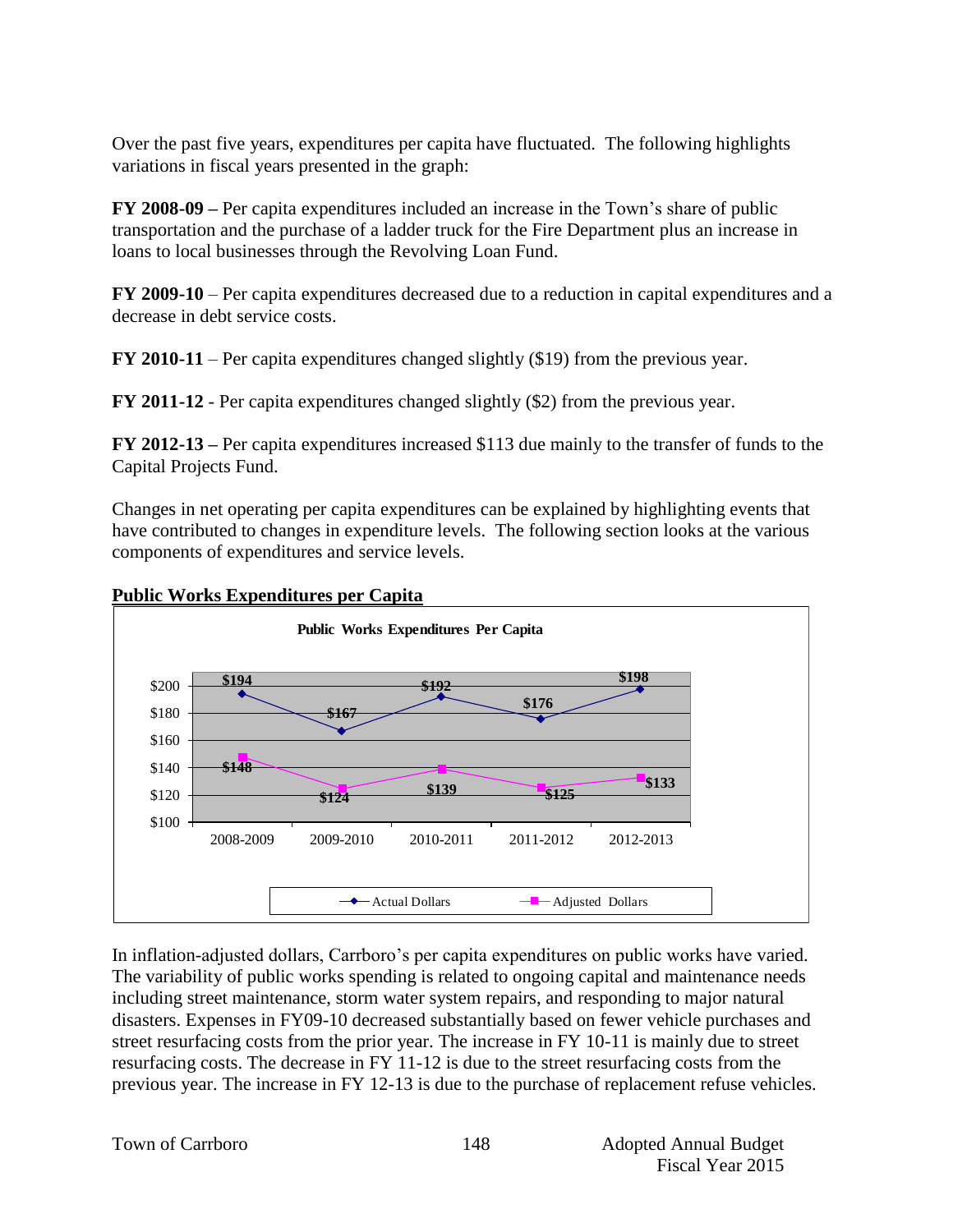Over the past five years, expenditures per capita have fluctuated. The following highlights variations in fiscal years presented in the graph:

**FY 2008-09 –** Per capita expenditures included an increase in the Town's share of public transportation and the purchase of a ladder truck for the Fire Department plus an increase in loans to local businesses through the Revolving Loan Fund.

**FY 2009-10** – Per capita expenditures decreased due to a reduction in capital expenditures and a decrease in debt service costs.

**FY 2010-11** – Per capita expenditures changed slightly ($19) from the previous year.

**FY 2011-12** - Per capita expenditures changed slightly ($2) from the previous year.

**FY 2012-13 –** Per capita expenditures increased $113 due mainly to the transfer of funds to the Capital Projects Fund.

Changes in net operating per capita expenditures can be explained by highlighting events that have contributed to changes in expenditure levels. The following section looks at the various components of expenditures and service levels.

## Public Works Expenditures per Capita

**Public Works Expenditures Per Capita**

| | 2008-2009 | 2009-2010 | 2010-2011 | 2011-2012 | 2012-2013 |
|---|---|---|---|---|---|
| Actual Dollars | $194 | $167 | $192 | $176 | $198 |
| Adjusted Dollars | $148 | $124 | $139 | $125 | $133 |

In inflation-adjusted dollars, Carrboro's per capita expenditures on public works have varied. The variability of public works spending is related to ongoing capital and maintenance needs including street maintenance, storm water system repairs, and responding to major natural disasters. Expenses in FY09-10 decreased substantially based on fewer vehicle purchases and street resurfacing costs from the prior year. The increase in FY 10-11 is mainly due to street resurfacing costs. The decrease in FY 11-12 is due to the street resurfacing costs from the previous year. The increase in FY 12-13 is due to the purchase of replacement refuse vehicles.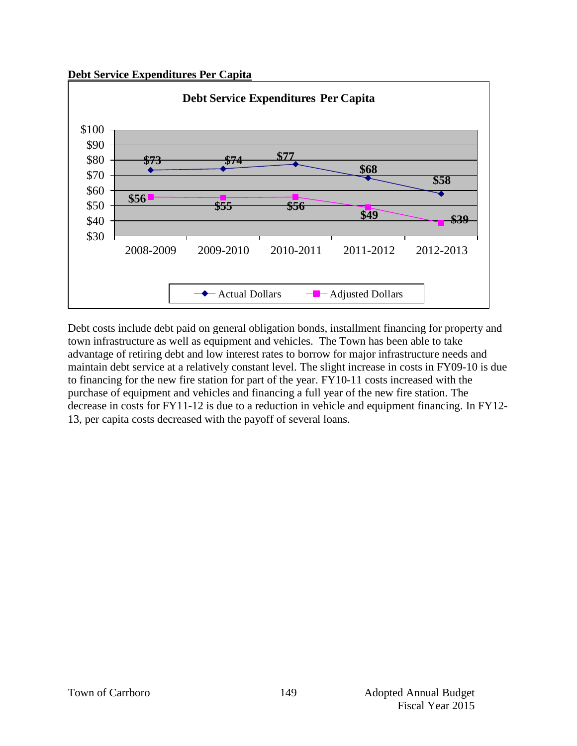**Debt Service Expenditures Per Capita**

| | 2008-2009 | 2009-2010 | 2010-2011 | 2011-2012 | 2012-2013 |
|---|---|---|---|---|---|
| Actual Dollars | $73 | $74 | $77 | $68 | $58 |
| Adjusted Dollars | $56 | $55 | $56 | $49 | $39 |

Debt costs include debt paid on general obligation bonds, installment financing for property and town infrastructure as well as equipment and vehicles. The Town has been able to take advantage of retiring debt and low interest rates to borrow for major infrastructure needs and maintain debt service at a relatively constant level. The slight increase in costs in FY09-10 is due to financing for the new fire station for part of the year. FY10-11 costs increased with the purchase of equipment and vehicles and financing a full year of the new fire station. The decrease in costs for FY11-12 is due to a reduction in vehicle and equipment financing. In FY12-13, per capita costs decreased with the payoff of several loans.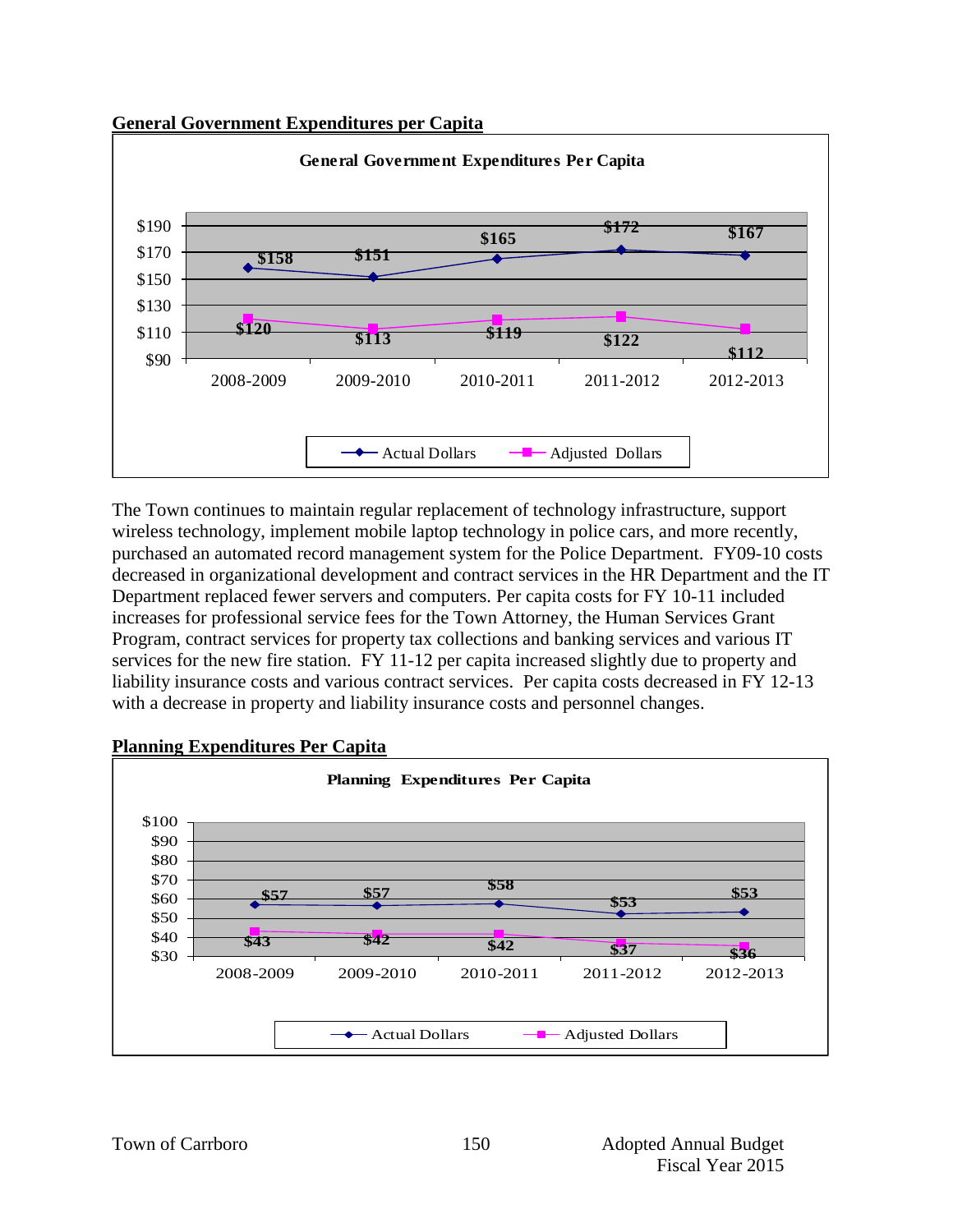## General Government Expenditures per Capita

**General Government Expenditures Per Capita**

| | 2008-2009 | 2009-2010 | 2010-2011 | 2011-2012 | 2012-2013 |
|---|---|---|---|---|---|
| Actual Dollars | $158 | $151 | $165 | $172 | $167 |
| Adjusted Dollars | $120 | $113 | $119 | $122 | $112 |

The Town continues to maintain regular replacement of technology infrastructure, support wireless technology, implement mobile laptop technology in police cars, and more recently, purchased an automated record management system for the Police Department. FY09-10 costs decreased in organizational development and contract services in the HR Department and the IT Department replaced fewer servers and computers. Per capita costs for FY 10-11 included increases for professional service fees for the Town Attorney, the Human Services Grant Program, contract services for property tax collections and banking services and various IT services for the new fire station. FY 11-12 per capita increased slightly due to property and liability insurance costs and various contract services. Per capita costs decreased in FY 12-13 with a decrease in property and liability insurance costs and personnel changes.

## Planning Expenditures Per Capita

**Planning Expenditures Per Capita**

| | 2008-2009 | 2009-2010 | 2010-2011 | 2011-2012 | 2012-2013 |
|---|---|---|---|---|---|
| Actual Dollars | $57 | $57 | $58 | $53 | $53 |
| Adjusted Dollars | $43 | $42 | $42 | $37 | $36 |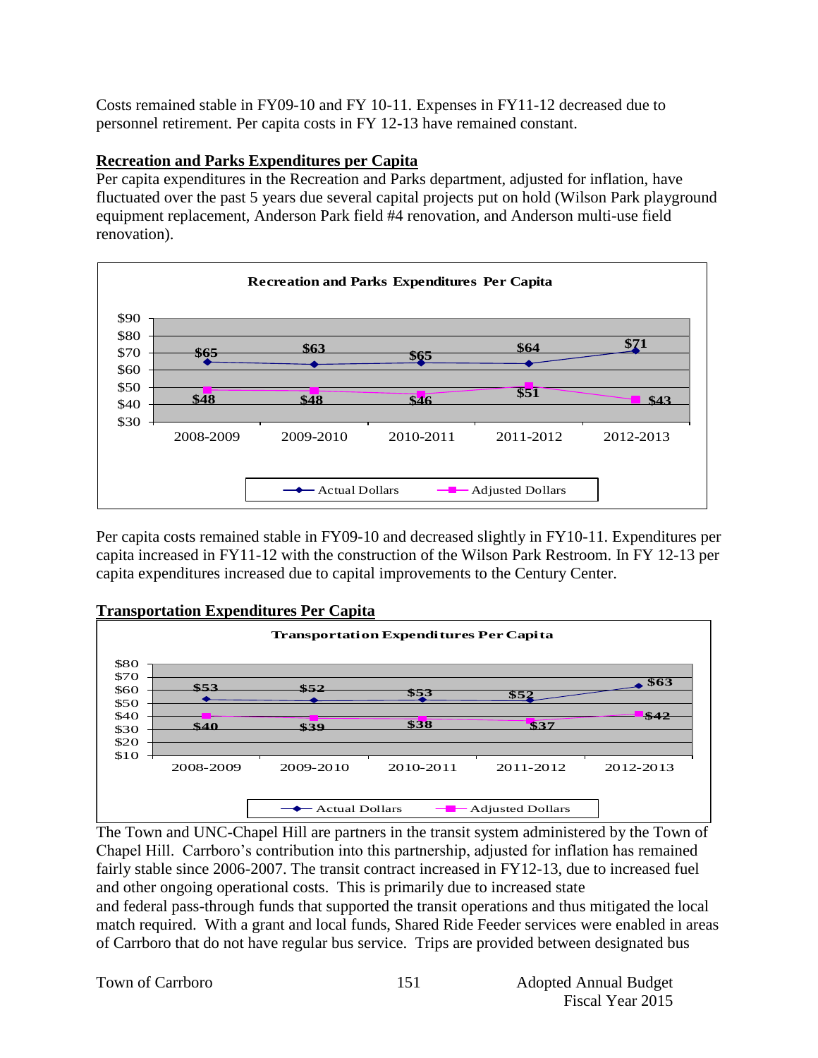Costs remained stable in FY09-10 and FY 10-11. Expenses in FY11-12 decreased due to personnel retirement. Per capita costs in FY 12-13 have remained constant.

**Recreation and Parks Expenditures per Capita**

Per capita expenditures in the Recreation and Parks department, adjusted for inflation, have fluctuated over the past 5 years due several capital projects put on hold (Wilson Park playground equipment replacement, Anderson Park field #4 renovation, and Anderson multi-use field renovation).

**Recreation and Parks Expenditures Per Capita**

| | 2008-2009 | 2009-2010 | 2010-2011 | 2011-2012 | 2012-2013 |
|---|---|---|---|---|---|
| Actual Dollars | $65 | $63 | $65 | $64 | $71 |
| Adjusted Dollars | $48 | $48 | $46 | $51 | $43 |

Per capita costs remained stable in FY09-10 and decreased slightly in FY10-11. Expenditures per capita increased in FY11-12 with the construction of the Wilson Park Restroom. In FY 12-13 per capita expenditures increased due to capital improvements to the Century Center.

**Transportation Expenditures Per Capita**

**Transportation Expenditures Per Capita**

| | 2008-2009 | 2009-2010 | 2010-2011 | 2011-2012 | 2012-2013 |
|---|---|---|---|---|---|
| Actual Dollars | $53 | $52 | $53 | $52 | $63 |
| Adjusted Dollars | $40 | $39 | $38 | $37 | $42 |

The Town and UNC-Chapel Hill are partners in the transit system administered by the Town of Chapel Hill. Carrboro's contribution into this partnership, adjusted for inflation has remained fairly stable since 2006-2007. The transit contract increased in FY12-13, due to increased fuel and other ongoing operational costs. This is primarily due to increased state and federal pass-through funds that supported the transit operations and thus mitigated the local match required. With a grant and local funds, Shared Ride Feeder services were enabled in areas of Carrboro that do not have regular bus service. Trips are provided between designated bus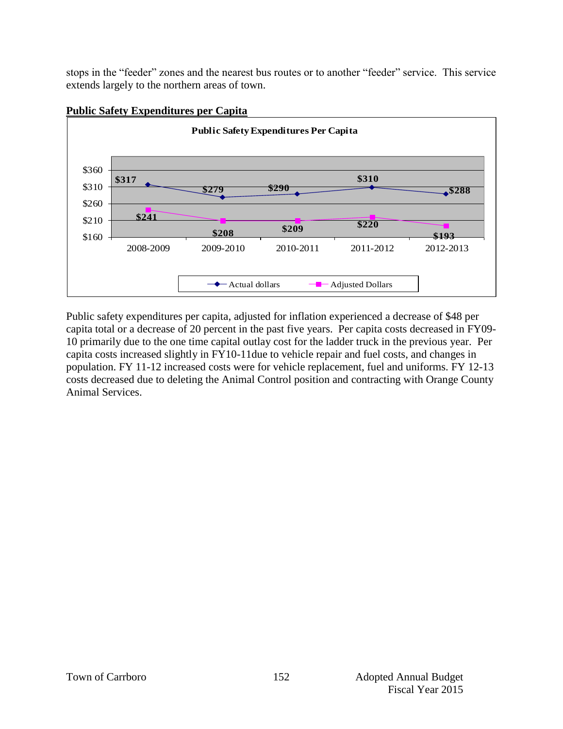stops in the "feeder" zones and the nearest bus routes or to another "feeder" service. This service extends largely to the northern areas of town.

**Public Safety Expenditures per Capita**

**Public Safety Expenditures Per Capita**

| | 2008-2009 | 2009-2010 | 2010-2011 | 2011-2012 | 2012-2013 |
|---|---|---|---|---|---|
| Actual dollars | $317 | $279 | $290 | $310 | $288 |
| Adjusted Dollars | $241 | $208 | $209 | $220 | $193 |

Public safety expenditures per capita, adjusted for inflation experienced a decrease of $48 per capita total or a decrease of 20 percent in the past five years. Per capita costs decreased in FY09-10 primarily due to the one time capital outlay cost for the ladder truck in the previous year. Per capita costs increased slightly in FY10-11due to vehicle repair and fuel costs, and changes in population. FY 11-12 increased costs were for vehicle replacement, fuel and uniforms. FY 12-13 costs decreased due to deleting the Animal Control position and contracting with Orange County Animal Services.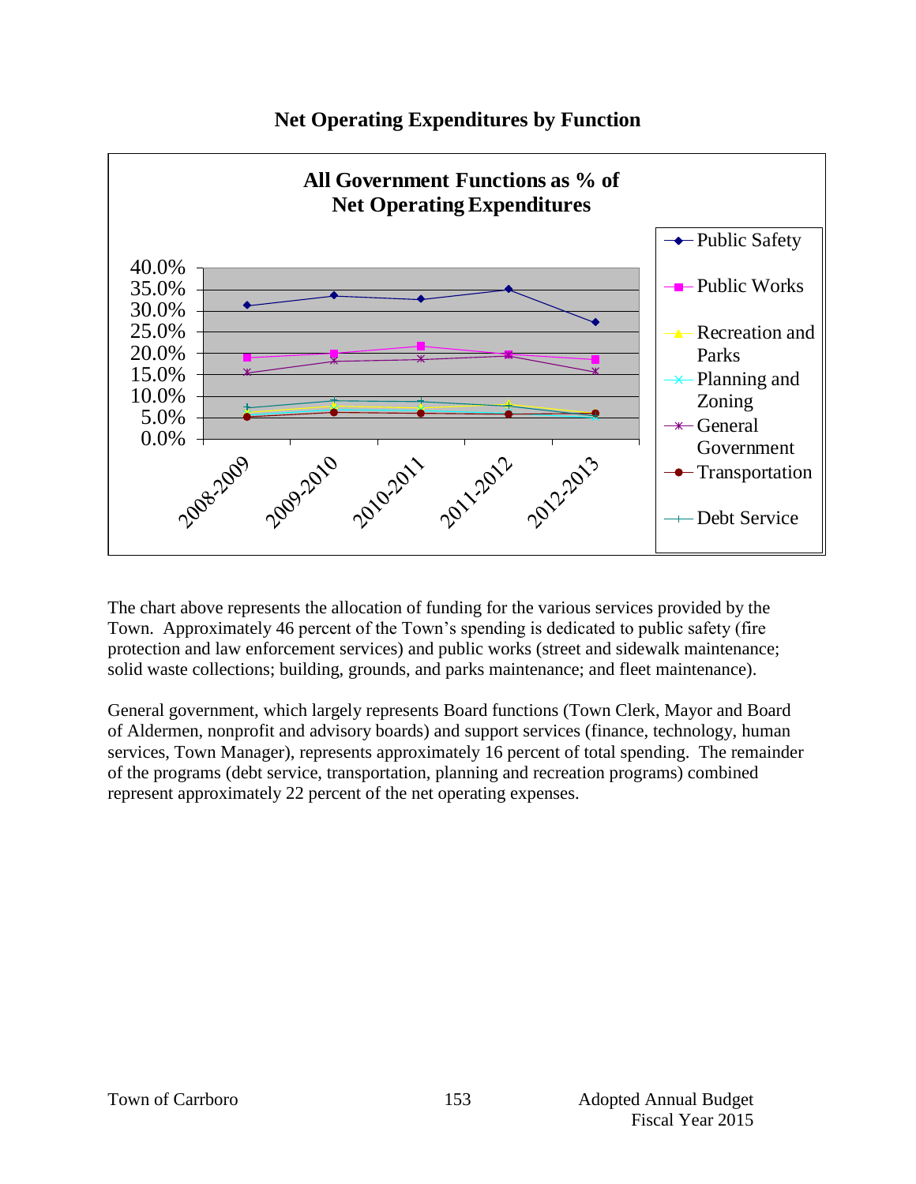## Net Operating Expenditures by Function

**All Government Functions as % of Net Operating Expenditures**

The chart above represents the allocation of funding for the various services provided by the Town. Approximately 46 percent of the Town's spending is dedicated to public safety (fire protection and law enforcement services) and public works (street and sidewalk maintenance; solid waste collections; building, grounds, and parks maintenance; and fleet maintenance).

General government, which largely represents Board functions (Town Clerk, Mayor and Board of Aldermen, nonprofit and advisory boards) and support services (finance, technology, human services, Town Manager), represents approximately 16 percent of total spending. The remainder of the programs (debt service, transportation, planning and recreation programs) combined represent approximately 22 percent of the net operating expenses.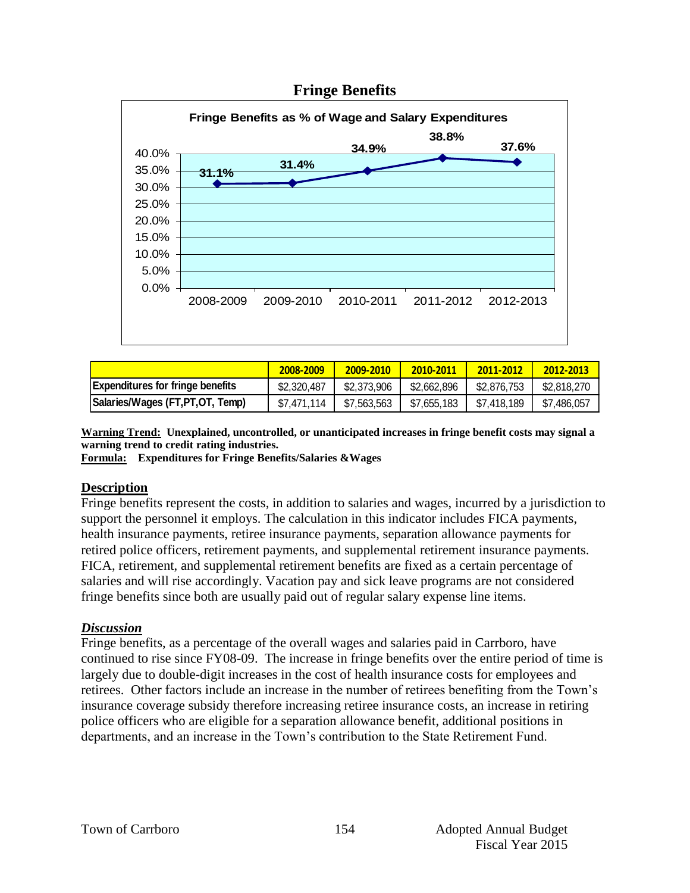## Fringe Benefits

**Fringe Benefits as % of Wage and Salary Expenditures**

| | 2008-2009 | 2009-2010 | 2010-2011 | 2011-2012 | 2012-2013 |
|---|---|---|---|---|---|
| Fringe Benefits as % of Wage and Salary Expenditures | 31.1% | 31.4% | 34.9% | 38.8% | 37.6% |

| | 2008-2009 | 2009-2010 | 2010-2011 | 2011-2012 | 2012-2013 |
|---|---|---|---|---|---|
| **Expenditures for fringe benefits** | $2,320,487 | $2,373,906 | $2,662,896 | $2,876,753 | $2,818,270 |
| **Salaries/Wages (FT,PT,OT, Temp)** | $7,471,114 | $7,563,563 | $7,655,183 | $7,418,189 | $7,486,057 |

**Warning Trend: Unexplained, uncontrolled, or unanticipated increases in fringe benefit costs may signal a warning trend to credit rating industries.**
**Formula: Expenditures for Fringe Benefits/Salaries &Wages**

### Description

Fringe benefits represent the costs, in addition to salaries and wages, incurred by a jurisdiction to support the personnel it employs. The calculation in this indicator includes FICA payments, health insurance payments, retiree insurance payments, separation allowance payments for retired police officers, retirement payments, and supplemental retirement insurance payments. FICA, retirement, and supplemental retirement benefits are fixed as a certain percentage of salaries and will rise accordingly. Vacation pay and sick leave programs are not considered fringe benefits since both are usually paid out of regular salary expense line items.

### *Discussion*

Fringe benefits, as a percentage of the overall wages and salaries paid in Carrboro, have continued to rise since FY08-09. The increase in fringe benefits over the entire period of time is largely due to double-digit increases in the cost of health insurance costs for employees and retirees. Other factors include an increase in the number of retirees benefiting from the Town's insurance coverage subsidy therefore increasing retiree insurance costs, an increase in retiring police officers who are eligible for a separation allowance benefit, additional positions in departments, and an increase in the Town's contribution to the State Retirement Fund.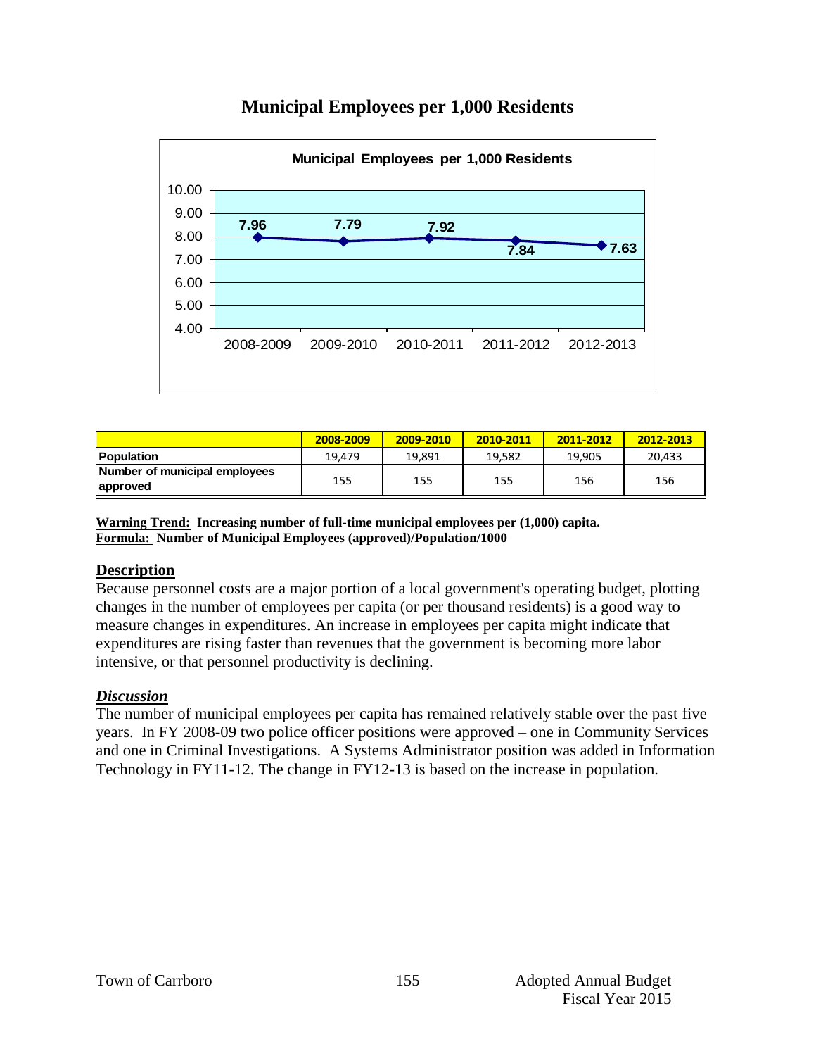# Municipal Employees per 1,000 Residents

| | 2008-2009 | 2009-2010 | 2010-2011 | 2011-2012 | 2012-2013 |
|---|---|---|---|---|---|
| **Population** | 19,479 | 19,891 | 19,582 | 19,905 | 20,433 |
| **Number of municipal employees approved** | 155 | 155 | 155 | 156 | 156 |

**Warning Trend:** **Increasing number of full-time municipal employees per (1,000) capita.**
**Formula:** **Number of Municipal Employees (approved)/Population/1000**

## Description

Because personnel costs are a major portion of a local government's operating budget, plotting changes in the number of employees per capita (or per thousand residents) is a good way to measure changes in expenditures. An increase in employees per capita might indicate that expenditures are rising faster than revenues that the government is becoming more labor intensive, or that personnel productivity is declining.

## *Discussion*

The number of municipal employees per capita has remained relatively stable over the past five years. In FY 2008-09 two police officer positions were approved – one in Community Services and one in Criminal Investigations. A Systems Administrator position was added in Information Technology in FY11-12. The change in FY12-13 is based on the increase in population.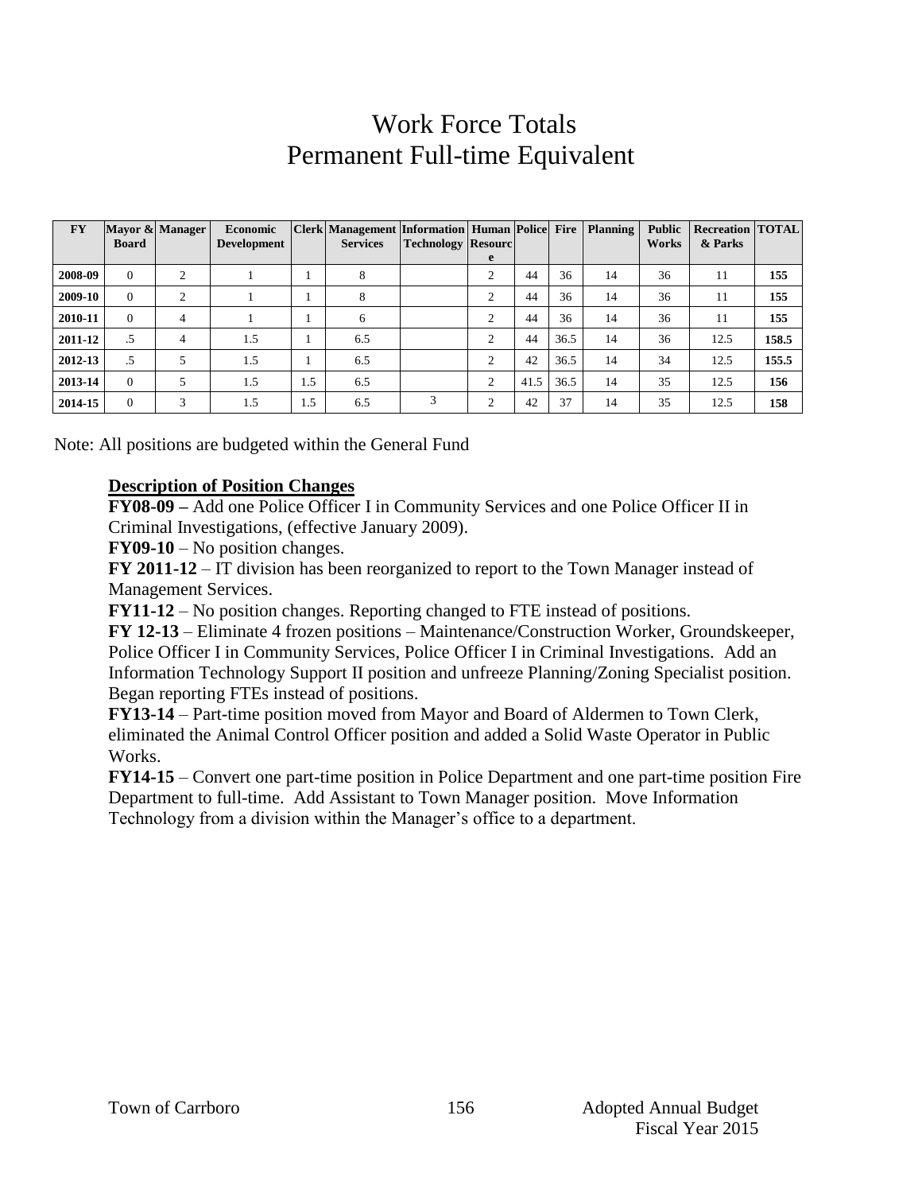# Work Force Totals
# Permanent Full-time Equivalent

| FY | Mayor & Board | Manager | Economic Development | Clerk | Management Services | Information Technology | Human Resource | Police | Fire | Planning | Public Works | Recreation & Parks | TOTAL |
|---|---|---|---|---|---|---|---|---|---|---|---|---|---|
| **2008-09** | 0 | 2 | 1 | 1 | 8 | | 2 | 44 | 36 | 14 | 36 | 11 | **155** |
| **2009-10** | 0 | 2 | 1 | 1 | 8 | | 2 | 44 | 36 | 14 | 36 | 11 | **155** |
| **2010-11** | 0 | 4 | 1 | 1 | 6 | | 2 | 44 | 36 | 14 | 36 | 11 | **155** |
| **2011-12** | .5 | 4 | 1.5 | 1 | 6.5 | | 2 | 44 | 36.5 | 14 | 36 | 12.5 | **158.5** |
| **2012-13** | .5 | 5 | 1.5 | 1 | 6.5 | | 2 | 42 | 36.5 | 14 | 34 | 12.5 | **155.5** |
| **2013-14** | 0 | 5 | 1.5 | 1.5 | 6.5 | | 2 | 41.5 | 36.5 | 14 | 35 | 12.5 | **156** |
| **2014-15** | 0 | 3 | 1.5 | 1.5 | 6.5 | 3 | 2 | 42 | 37 | 14 | 35 | 12.5 | **158** |

Note: All positions are budgeted within the General Fund

**Description of Position Changes**

**FY08-09 –** Add one Police Officer I in Community Services and one Police Officer II in Criminal Investigations, (effective January 2009).

**FY09-10** – No position changes.

**FY 2011-12** – IT division has been reorganized to report to the Town Manager instead of Management Services.

**FY11-12** – No position changes. Reporting changed to FTE instead of positions.

**FY 12-13** – Eliminate 4 frozen positions – Maintenance/Construction Worker, Groundskeeper, Police Officer I in Community Services, Police Officer I in Criminal Investigations. Add an Information Technology Support II position and unfreeze Planning/Zoning Specialist position. Began reporting FTEs instead of positions.

**FY13-14** – Part-time position moved from Mayor and Board of Aldermen to Town Clerk, eliminated the Animal Control Officer position and added a Solid Waste Operator in Public Works.

**FY14-15** – Convert one part-time position in Police Department and one part-time position Fire Department to full-time. Add Assistant to Town Manager position. Move Information Technology from a division within the Manager's office to a department.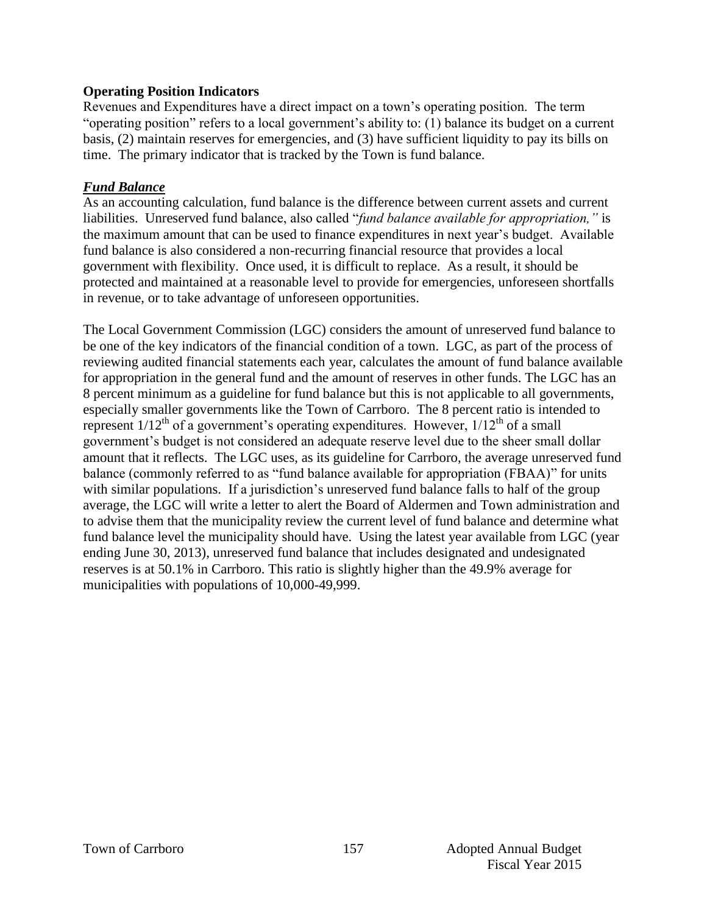**Operating Position Indicators**

Revenues and Expenditures have a direct impact on a town's operating position. The term "operating position" refers to a local government's ability to: (1) balance its budget on a current basis, (2) maintain reserves for emergencies, and (3) have sufficient liquidity to pay its bills on time. The primary indicator that is tracked by the Town is fund balance.

***Fund Balance***

As an accounting calculation, fund balance is the difference between current assets and current liabilities. Unreserved fund balance, also called "*fund balance available for appropriation,"* is the maximum amount that can be used to finance expenditures in next year's budget. Available fund balance is also considered a non-recurring financial resource that provides a local government with flexibility. Once used, it is difficult to replace. As a result, it should be protected and maintained at a reasonable level to provide for emergencies, unforeseen shortfalls in revenue, or to take advantage of unforeseen opportunities.

The Local Government Commission (LGC) considers the amount of unreserved fund balance to be one of the key indicators of the financial condition of a town. LGC, as part of the process of reviewing audited financial statements each year, calculates the amount of fund balance available for appropriation in the general fund and the amount of reserves in other funds. The LGC has an 8 percent minimum as a guideline for fund balance but this is not applicable to all governments, especially smaller governments like the Town of Carrboro. The 8 percent ratio is intended to represent $1/12^{th}$ of a government's operating expenditures. However, $1/12^{th}$ of a small government's budget is not considered an adequate reserve level due to the sheer small dollar amount that it reflects. The LGC uses, as its guideline for Carrboro, the average unreserved fund balance (commonly referred to as "fund balance available for appropriation (FBAA)" for units with similar populations. If a jurisdiction's unreserved fund balance falls to half of the group average, the LGC will write a letter to alert the Board of Aldermen and Town administration and to advise them that the municipality review the current level of fund balance and determine what fund balance level the municipality should have. Using the latest year available from LGC (year ending June 30, 2013), unreserved fund balance that includes designated and undesignated reserves is at 50.1% in Carrboro. This ratio is slightly higher than the 49.9% average for municipalities with populations of 10,000-49,999.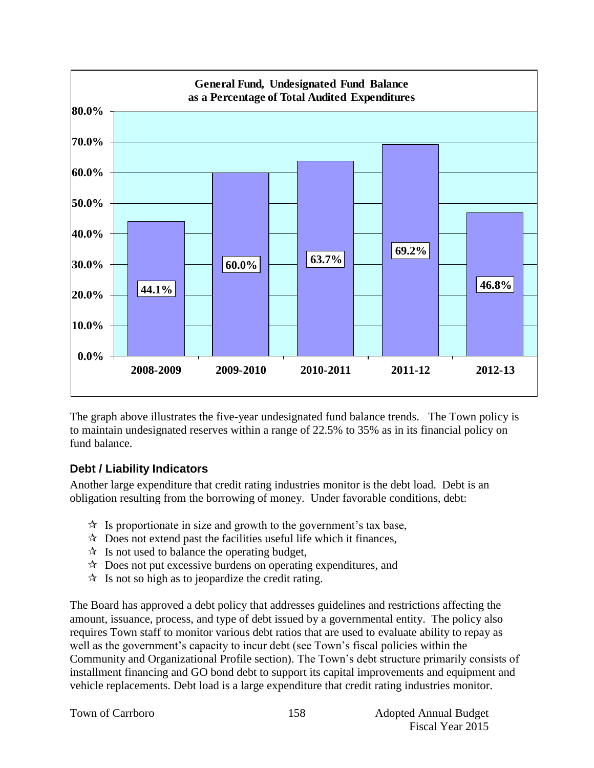**General Fund, Undesignated Fund Balance as a Percentage of Total Audited Expenditures**

| Year | Percentage |
| --- | --- |
| 2008-2009 | 44.1% |
| 2009-2010 | 60.0% |
| 2010-2011 | 63.7% |
| 2011-12 | 69.2% |
| 2012-13 | 46.8% |

The graph above illustrates the five-year undesignated fund balance trends. The Town policy is to maintain undesignated reserves within a range of 22.5% to 35% as in its financial policy on fund balance.

### Debt / Liability Indicators

Another large expenditure that credit rating industries monitor is the debt load. Debt is an obligation resulting from the borrowing of money. Under favorable conditions, debt:

- Is proportionate in size and growth to the government's tax base,
- Does not extend past the facilities useful life which it finances,
- Is not used to balance the operating budget,
- Does not put excessive burdens on operating expenditures, and
- Is not so high as to jeopardize the credit rating.

The Board has approved a debt policy that addresses guidelines and restrictions affecting the amount, issuance, process, and type of debt issued by a governmental entity. The policy also requires Town staff to monitor various debt ratios that are used to evaluate ability to repay as well as the government's capacity to incur debt (see Town's fiscal policies within the Community and Organizational Profile section). The Town's debt structure primarily consists of installment financing and GO bond debt to support its capital improvements and equipment and vehicle replacements. Debt load is a large expenditure that credit rating industries monitor.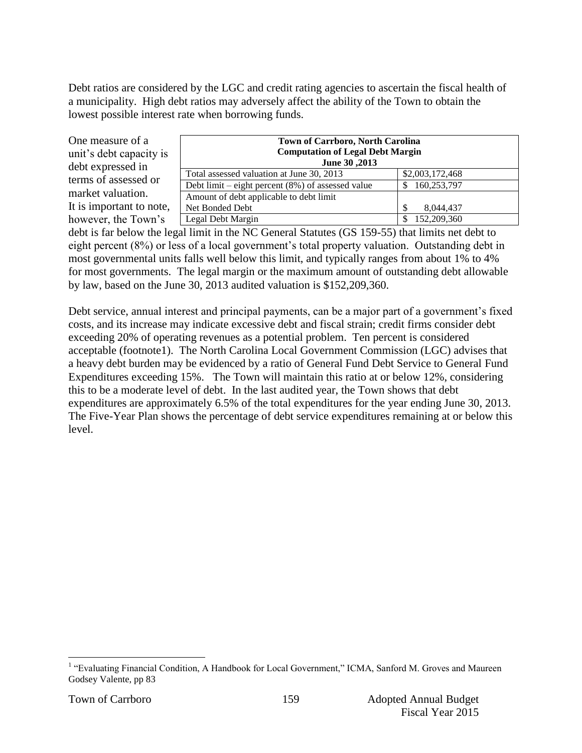Debt ratios are considered by the LGC and credit rating agencies to ascertain the fiscal health of a municipality. High debt ratios may adversely affect the ability of the Town to obtain the lowest possible interest rate when borrowing funds.

One measure of a unit's debt capacity is debt expressed in terms of assessed or market valuation. It is important to note, however, the Town's debt is far below the legal limit in the NC General Statutes (GS 159-55) that limits net debt to eight percent (8%) or less of a local government's total property valuation. Outstanding debt in most governmental units falls well below this limit, and typically ranges from about 1% to 4% for most governments. The legal margin or the maximum amount of outstanding debt allowable by law, based on the June 30, 2013 audited valuation is $152,209,360.

| **Town of Carrboro, North Carolina<br>Computation of Legal Debt Margin<br>June 30 ,2013** | |
|---|---|
| Total assessed valuation at June 30, 2013 | $2,003,172,468 |
| Debt limit – eight percent (8%) of assessed value | $ 160,253,797 |
| Amount of debt applicable to debt limit<br>Net Bonded Debt | $ 8,044,437 |
| Legal Debt Margin | $ 152,209,360 |

Debt service, annual interest and principal payments, can be a major part of a government's fixed costs, and its increase may indicate excessive debt and fiscal strain; credit firms consider debt exceeding 20% of operating revenues as a potential problem. Ten percent is considered acceptable (footnote1). The North Carolina Local Government Commission (LGC) advises that a heavy debt burden may be evidenced by a ratio of General Fund Debt Service to General Fund Expenditures exceeding 15%. The Town will maintain this ratio at or below 12%, considering this to be a moderate level of debt. In the last audited year, the Town shows that debt expenditures are approximately 6.5% of the total expenditures for the year ending June 30, 2013. The Five-Year Plan shows the percentage of debt service expenditures remaining at or below this level.

[1] "Evaluating Financial Condition, A Handbook for Local Government," ICMA, Sanford M. Groves and Maureen Godsey Valente, pp 83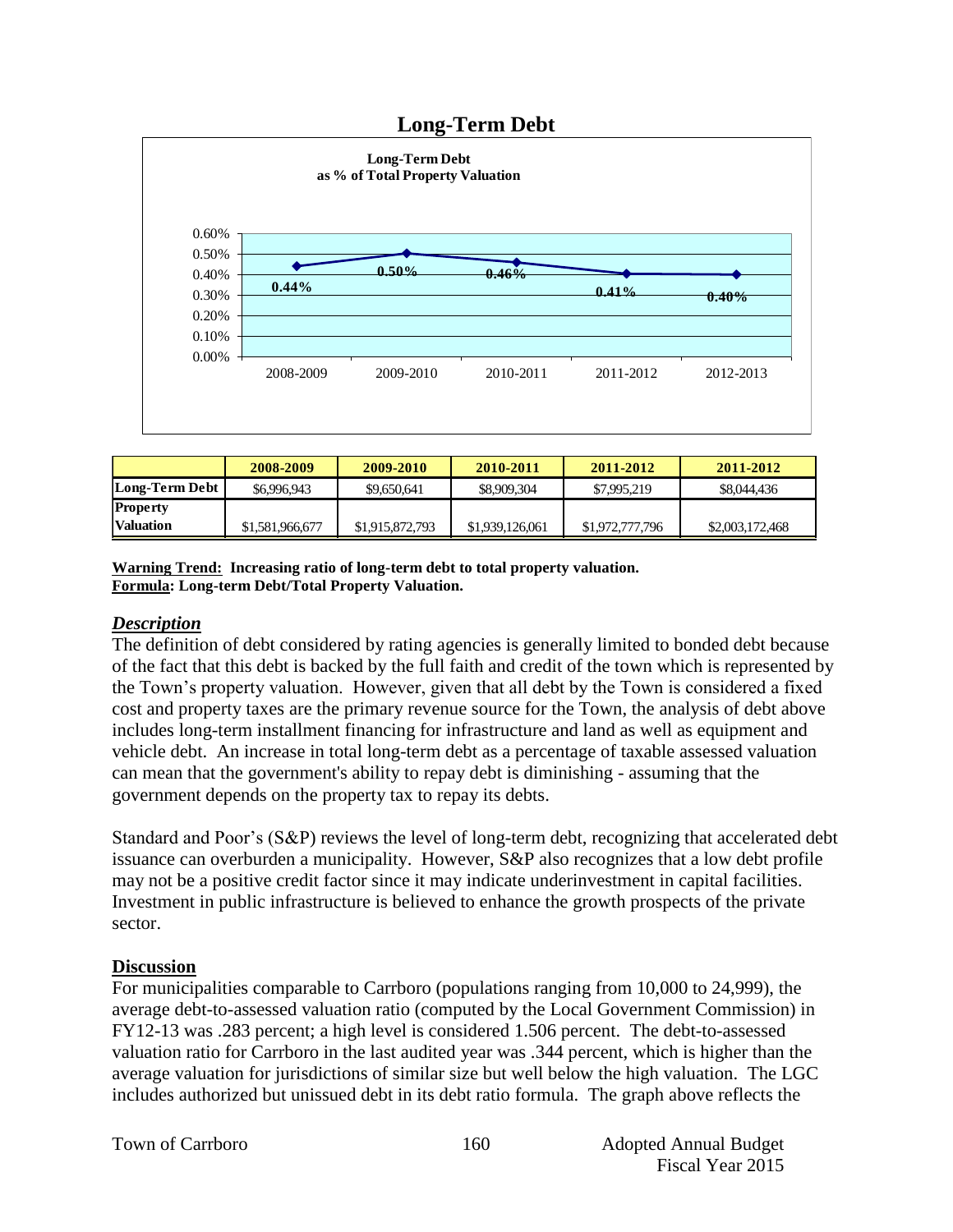# Long-Term Debt

**Long-Term Debt as % of Total Property Valuation**

| | 2008-2009 | 2009-2010 | 2010-2011 | 2011-2012 | 2012-2013 |
|---|---|---|---|---|---|
| % | 0.44% | 0.50% | 0.46% | 0.41% | 0.40% |

| | 2008-2009 | 2009-2010 | 2010-2011 | 2011-2012 | 2011-2012 |
|---|---|---|---|---|---|
| **Long-Term Debt** | $6,996,943 | $9,650,641 | $8,909,304 | $7,995,219 | $8,044,436 |
| **Property Valuation** | $1,581,966,677 | $1,915,872,793 | $1,939,126,061 | $1,972,777,796 | $2,003,172,468 |

**<u>Warning Trend:</u> Increasing ratio of long-term debt to total property valuation.**
**<u>Formula</u>: Long-term Debt/Total Property Valuation.**

## *<u>Description</u>*

The definition of debt considered by rating agencies is generally limited to bonded debt because of the fact that this debt is backed by the full faith and credit of the town which is represented by the Town's property valuation. However, given that all debt by the Town is considered a fixed cost and property taxes are the primary revenue source for the Town, the analysis of debt above includes long-term installment financing for infrastructure and land as well as equipment and vehicle debt. An increase in total long-term debt as a percentage of taxable assessed valuation can mean that the government's ability to repay debt is diminishing - assuming that the government depends on the property tax to repay its debts.

Standard and Poor's (S&P) reviews the level of long-term debt, recognizing that accelerated debt issuance can overburden a municipality. However, S&P also recognizes that a low debt profile may not be a positive credit factor since it may indicate underinvestment in capital facilities. Investment in public infrastructure is believed to enhance the growth prospects of the private sector.

## <u>Discussion</u>

For municipalities comparable to Carrboro (populations ranging from 10,000 to 24,999), the average debt-to-assessed valuation ratio (computed by the Local Government Commission) in FY12-13 was .283 percent; a high level is considered 1.506 percent. The debt-to-assessed valuation ratio for Carrboro in the last audited year was .344 percent, which is higher than the average valuation for jurisdictions of similar size but well below the high valuation. The LGC includes authorized but unissued debt in its debt ratio formula. The graph above reflects the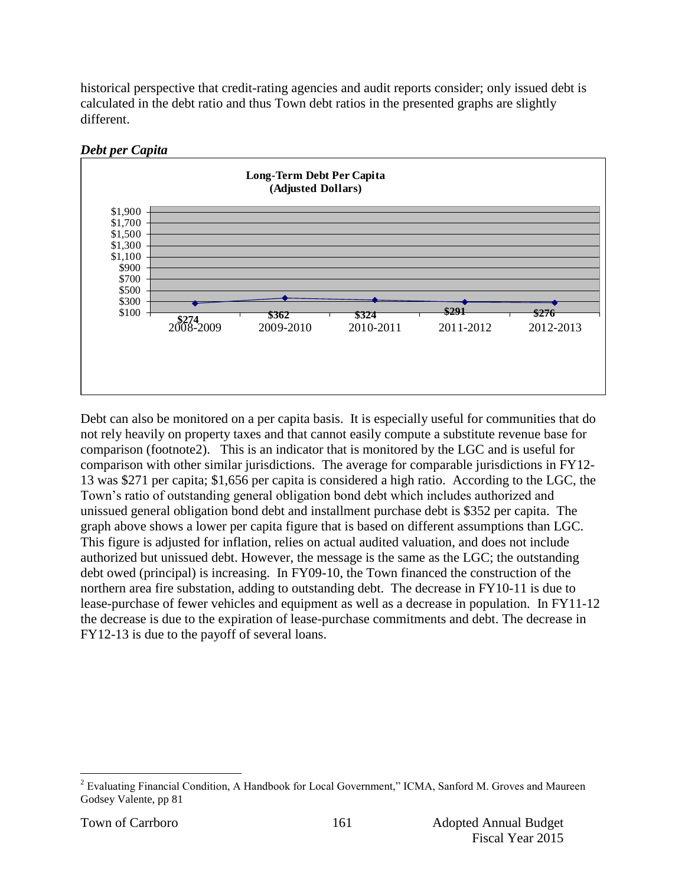historical perspective that credit-rating agencies and audit reports consider; only issued debt is calculated in the debt ratio and thus Town debt ratios in the presented graphs are slightly different.

***Debt per Capita***

**Long-Term Debt Per Capita (Adjusted Dollars)**

| Fiscal Year | Long-Term Debt Per Capita |
|---|---|
| 2008-2009 | $274 |
| 2009-2010 | $362 |
| 2010-2011 | $324 |
| 2011-2012 | $291 |
| 2012-2013 | $276 |

Debt can also be monitored on a per capita basis. It is especially useful for communities that do not rely heavily on property taxes and that cannot easily compute a substitute revenue base for comparison (footnote2). This is an indicator that is monitored by the LGC and is useful for comparison with other similar jurisdictions. The average for comparable jurisdictions in FY12-13 was $271 per capita; $1,656 per capita is considered a high ratio. According to the LGC, the Town's ratio of outstanding general obligation bond debt which includes authorized and unissued general obligation bond debt and installment purchase debt is $352 per capita. The graph above shows a lower per capita figure that is based on different assumptions than LGC. This figure is adjusted for inflation, relies on actual audited valuation, and does not include authorized but unissued debt. However, the message is the same as the LGC; the outstanding debt owed (principal) is increasing. In FY09-10, the Town financed the construction of the northern area fire substation, adding to outstanding debt. The decrease in FY10-11 is due to lease-purchase of fewer vehicles and equipment as well as a decrease in population. In FY11-12 the decrease is due to the expiration of lease-purchase commitments and debt. The decrease in FY12-13 is due to the payoff of several loans.

[2] Evaluating Financial Condition, A Handbook for Local Government," ICMA, Sanford M. Groves and Maureen Godsey Valente, pp 81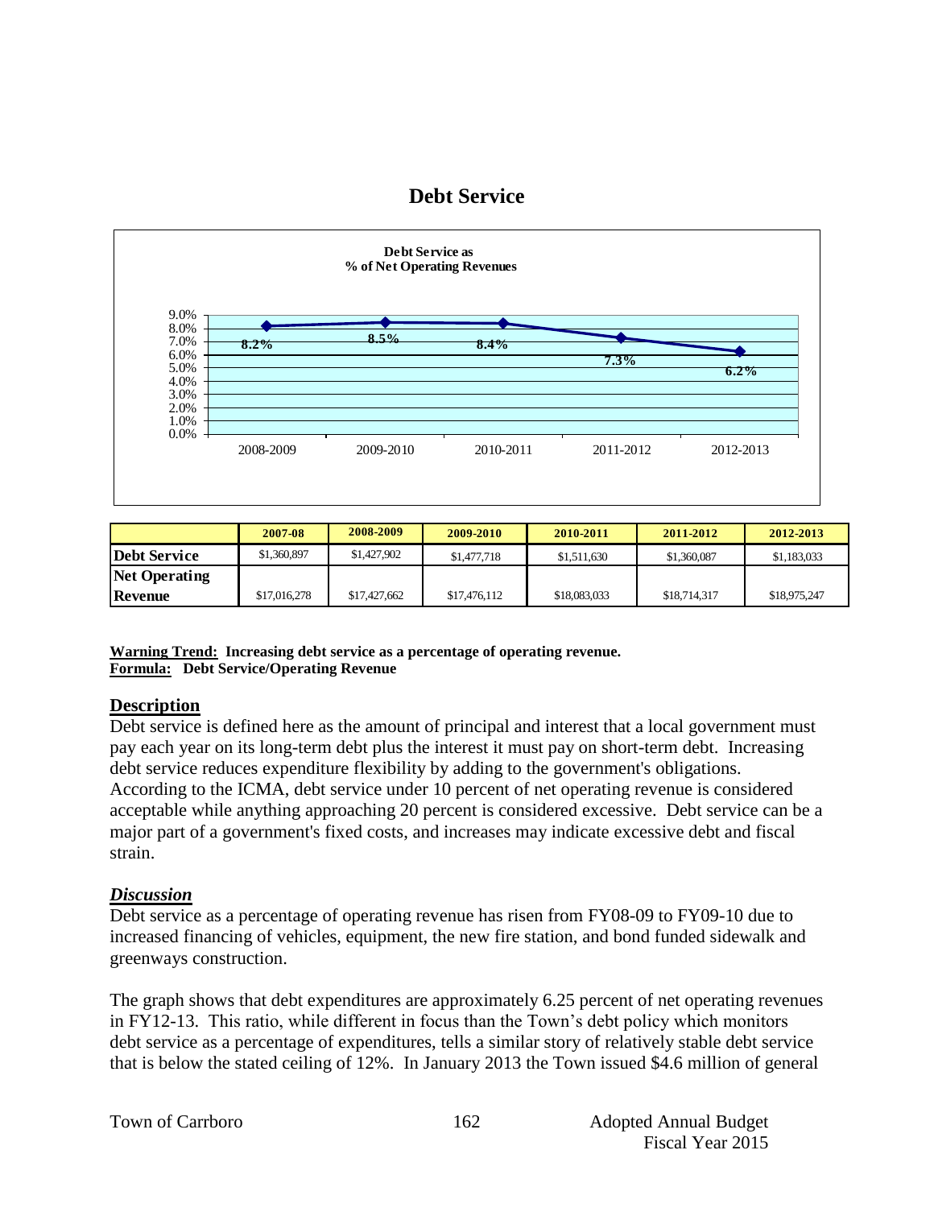# Debt Service

**Debt Service as % of Net Operating Revenues**

| 2008-2009 | 2009-2010 | 2010-2011 | 2011-2012 | 2012-2013 |
|---|---|---|---|---|
| 8.2% | 8.5% | 8.4% | 7.3% | 6.2% |

| | 2007-08 | 2008-2009 | 2009-2010 | 2010-2011 | 2011-2012 | 2012-2013 |
|---|---|---|---|---|---|---|
| **Debt Service** | \$1,360,897 | \$1,427,902 | \$1,477,718 | \$1,511,630 | \$1,360,087 | \$1,183,033 |
| **Net Operating Revenue** | \$17,016,278 | \$17,427,662 | \$17,476,112 | \$18,083,033 | \$18,714,317 | \$18,975,247 |

**Warning Trend: Increasing debt service as a percentage of operating revenue.**
**Formula: Debt Service/Operating Revenue**

## Description

Debt service is defined here as the amount of principal and interest that a local government must pay each year on its long-term debt plus the interest it must pay on short-term debt. Increasing debt service reduces expenditure flexibility by adding to the government's obligations. According to the ICMA, debt service under 10 percent of net operating revenue is considered acceptable while anything approaching 20 percent is considered excessive. Debt service can be a major part of a government's fixed costs, and increases may indicate excessive debt and fiscal strain.

## *Discussion*

Debt service as a percentage of operating revenue has risen from FY08-09 to FY09-10 due to increased financing of vehicles, equipment, the new fire station, and bond funded sidewalk and greenways construction.

The graph shows that debt expenditures are approximately 6.25 percent of net operating revenues in FY12-13. This ratio, while different in focus than the Town's debt policy which monitors debt service as a percentage of expenditures, tells a similar story of relatively stable debt service that is below the stated ceiling of 12%. In January 2013 the Town issued \$4.6 million of general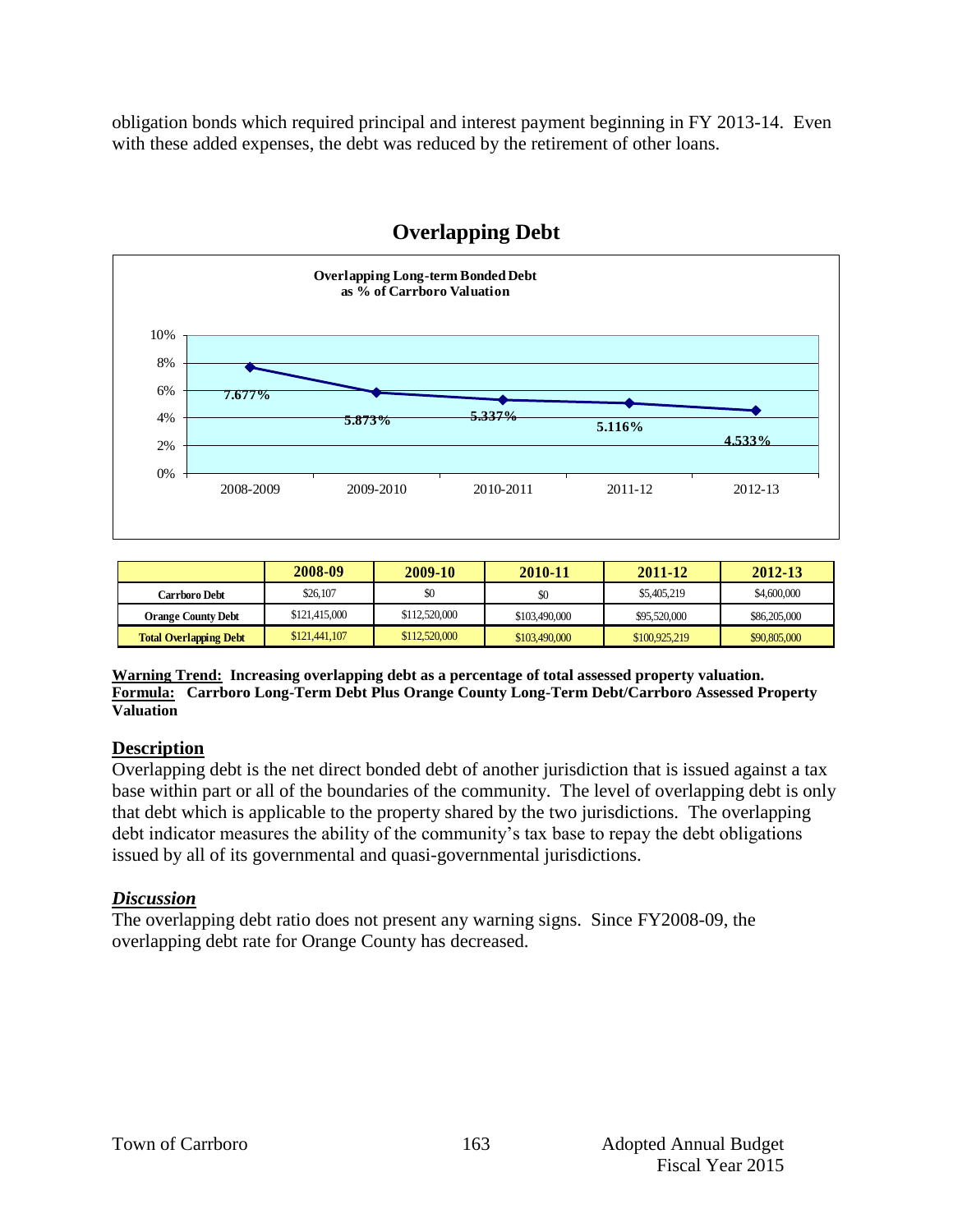obligation bonds which required principal and interest payment beginning in FY 2013-14. Even with these added expenses, the debt was reduced by the retirement of other loans.

## Overlapping Debt

**Overlapping Long-term Bonded Debt as % of Carrboro Valuation**

| 2008-2009 | 2009-2010 | 2010-2011 | 2011-12 | 2012-13 |
|---|---|---|---|---|
| 7.677% | 5.873% | 5.337% | 5.116% | 4.533% |

| | 2008-09 | 2009-10 | 2010-11 | 2011-12 | 2012-13 |
|---|---|---|---|---|---|
| **Carrboro Debt** | $26,107 | $0 | $0 | $5,405,219 | $4,600,000 |
| **Orange County Debt** | $121,415,000 | $112,520,000 | $103,490,000 | $95,520,000 | $86,205,000 |
| **Total Overlapping Debt** | $121,441,107 | $112,520,000 | $103,490,000 | $100,925,219 | $90,805,000 |

**Warning Trend: Increasing overlapping debt as a percentage of total assessed property valuation.**
**Formula: Carrboro Long-Term Debt Plus Orange County Long-Term Debt/Carrboro Assessed Property Valuation**

### Description

Overlapping debt is the net direct bonded debt of another jurisdiction that is issued against a tax base within part or all of the boundaries of the community. The level of overlapping debt is only that debt which is applicable to the property shared by the two jurisdictions. The overlapping debt indicator measures the ability of the community's tax base to repay the debt obligations issued by all of its governmental and quasi-governmental jurisdictions.

### *Discussion*

The overlapping debt ratio does not present any warning signs. Since FY2008-09, the overlapping debt rate for Orange County has decreased.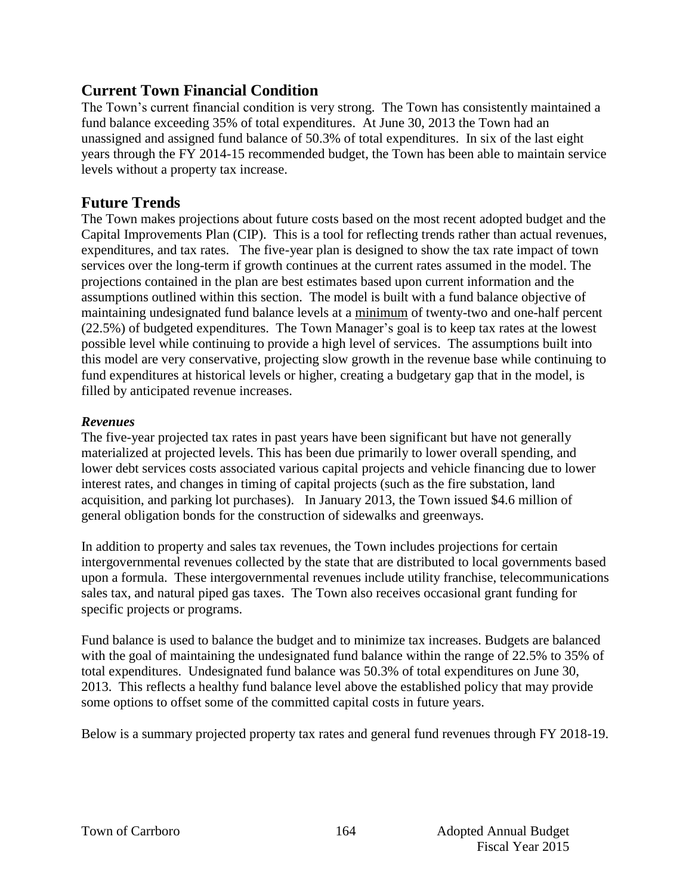## Current Town Financial Condition

The Town's current financial condition is very strong. The Town has consistently maintained a fund balance exceeding 35% of total expenditures. At June 30, 2013 the Town had an unassigned and assigned fund balance of 50.3% of total expenditures. In six of the last eight years through the FY 2014-15 recommended budget, the Town has been able to maintain service levels without a property tax increase.

## Future Trends

The Town makes projections about future costs based on the most recent adopted budget and the Capital Improvements Plan (CIP). This is a tool for reflecting trends rather than actual revenues, expenditures, and tax rates. The five-year plan is designed to show the tax rate impact of town services over the long-term if growth continues at the current rates assumed in the model. The projections contained in the plan are best estimates based upon current information and the assumptions outlined within this section. The model is built with a fund balance objective of maintaining undesignated fund balance levels at a minimum of twenty-two and one-half percent (22.5%) of budgeted expenditures. The Town Manager's goal is to keep tax rates at the lowest possible level while continuing to provide a high level of services. The assumptions built into this model are very conservative, projecting slow growth in the revenue base while continuing to fund expenditures at historical levels or higher, creating a budgetary gap that in the model, is filled by anticipated revenue increases.

***Revenues***

The five-year projected tax rates in past years have been significant but have not generally materialized at projected levels. This has been due primarily to lower overall spending, and lower debt services costs associated various capital projects and vehicle financing due to lower interest rates, and changes in timing of capital projects (such as the fire substation, land acquisition, and parking lot purchases). In January 2013, the Town issued $4.6 million of general obligation bonds for the construction of sidewalks and greenways.

In addition to property and sales tax revenues, the Town includes projections for certain intergovernmental revenues collected by the state that are distributed to local governments based upon a formula. These intergovernmental revenues include utility franchise, telecommunications sales tax, and natural piped gas taxes. The Town also receives occasional grant funding for specific projects or programs.

Fund balance is used to balance the budget and to minimize tax increases. Budgets are balanced with the goal of maintaining the undesignated fund balance within the range of 22.5% to 35% of total expenditures. Undesignated fund balance was 50.3% of total expenditures on June 30, 2013. This reflects a healthy fund balance level above the established policy that may provide some options to offset some of the committed capital costs in future years.

Below is a summary projected property tax rates and general fund revenues through FY 2018-19.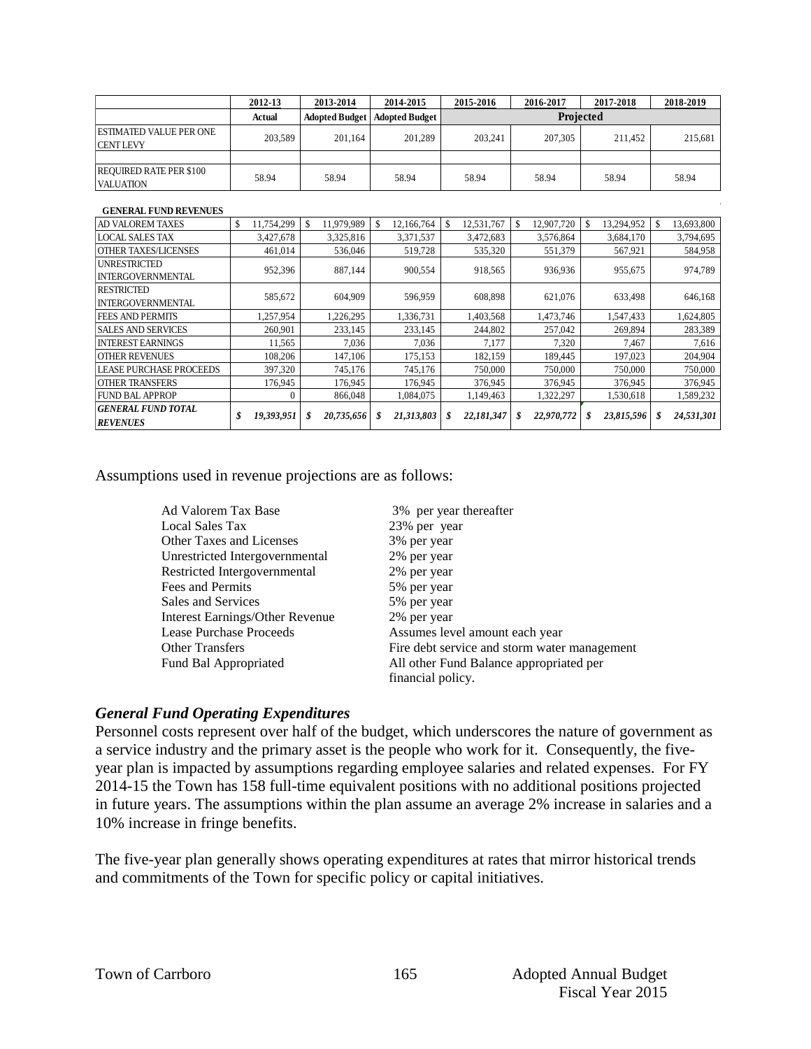| | 2012-13 | 2013-2014 | 2014-2015 | 2015-2016 | 2016-2017 | 2017-2018 | 2018-2019 |
|---|---|---|---|---|---|---|---|
| | Actual | Adopted Budget | Adopted Budget | Projected | | | |
| ESTIMATED VALUE PER ONE CENT LEVY | 203,589 | 201,164 | 201,289 | 203,241 | 207,305 | 211,452 | 215,681 |
| | | | | | | | |
| REQUIRED RATE PER $100 VALUATION | 58.94 | 58.94 | 58.94 | 58.94 | 58.94 | 58.94 | 58.94 |

**GENERAL FUND REVENUES**

| | 2012-13 | 2013-2014 | 2014-2015 | 2015-2016 | 2016-2017 | 2017-2018 | 2018-2019 |
|---|---|---|---|---|---|---|---|
| AD VALOREM TAXES | $ 11,754,299 | $ 11,979,989 | $ 12,166,764 | $ 12,531,767 | $ 12,907,720 | $ 13,294,952 | $ 13,693,800 |
| LOCAL SALES TAX | 3,427,678 | 3,325,816 | 3,371,537 | 3,472,683 | 3,576,864 | 3,684,170 | 3,794,695 |
| OTHER TAXES/LICENSES | 461,014 | 536,046 | 519,728 | 535,320 | 551,379 | 567,921 | 584,958 |
| UNRESTRICTED INTERGOVERNMENTAL | 952,396 | 887,144 | 900,554 | 918,565 | 936,936 | 955,675 | 974,789 |
| RESTRICTED INTERGOVERNMENTAL | 585,672 | 604,909 | 596,959 | 608,898 | 621,076 | 633,498 | 646,168 |
| FEES AND PERMITS | 1,257,954 | 1,226,295 | 1,336,731 | 1,403,568 | 1,473,746 | 1,547,433 | 1,624,805 |
| SALES AND SERVICES | 260,901 | 233,145 | 233,145 | 244,802 | 257,042 | 269,894 | 283,389 |
| INTEREST EARNINGS | 11,565 | 7,036 | 7,036 | 7,177 | 7,320 | 7,467 | 7,616 |
| OTHER REVENUES | 108,206 | 147,106 | 175,153 | 182,159 | 189,445 | 197,023 | 204,904 |
| LEASE PURCHASE PROCEEDS | 397,320 | 745,176 | 745,176 | 750,000 | 750,000 | 750,000 | 750,000 |
| OTHER TRANSFERS | 176,945 | 176,945 | 176,945 | 376,945 | 376,945 | 376,945 | 376,945 |
| FUND BAL APPROP | 0 | 866,048 | 1,084,075 | 1,149,463 | 1,322,297 | 1,530,618 | 1,589,232 |
| ***GENERAL FUND TOTAL REVENUES*** | ***$ 19,393,951*** | ***$ 20,735,656*** | ***$ 21,313,803*** | ***$ 22,181,347*** | ***$ 22,970,772*** | ***$ 23,815,596*** | ***$ 24,531,301*** |

Assumptions used in revenue projections are as follows:

| | |
|---|---|
| Ad Valorem Tax Base | 3% per year thereafter |
| Local Sales Tax | 23% per year |
| Other Taxes and Licenses | 3% per year |
| Unrestricted Intergovernmental | 2% per year |
| Restricted Intergovernmental | 2% per year |
| Fees and Permits | 5% per year |
| Sales and Services | 5% per year |
| Interest Earnings/Other Revenue | 2% per year |
| Lease Purchase Proceeds | Assumes level amount each year |
| Other Transfers | Fire debt service and storm water management |
| Fund Bal Appropriated | All other Fund Balance appropriated per financial policy. |

### *General Fund Operating Expenditures*

Personnel costs represent over half of the budget, which underscores the nature of government as a service industry and the primary asset is the people who work for it. Consequently, the five-year plan is impacted by assumptions regarding employee salaries and related expenses. For FY 2014-15 the Town has 158 full-time equivalent positions with no additional positions projected in future years. The assumptions within the plan assume an average 2% increase in salaries and a 10% increase in fringe benefits.

The five-year plan generally shows operating expenditures at rates that mirror historical trends and commitments of the Town for specific policy or capital initiatives.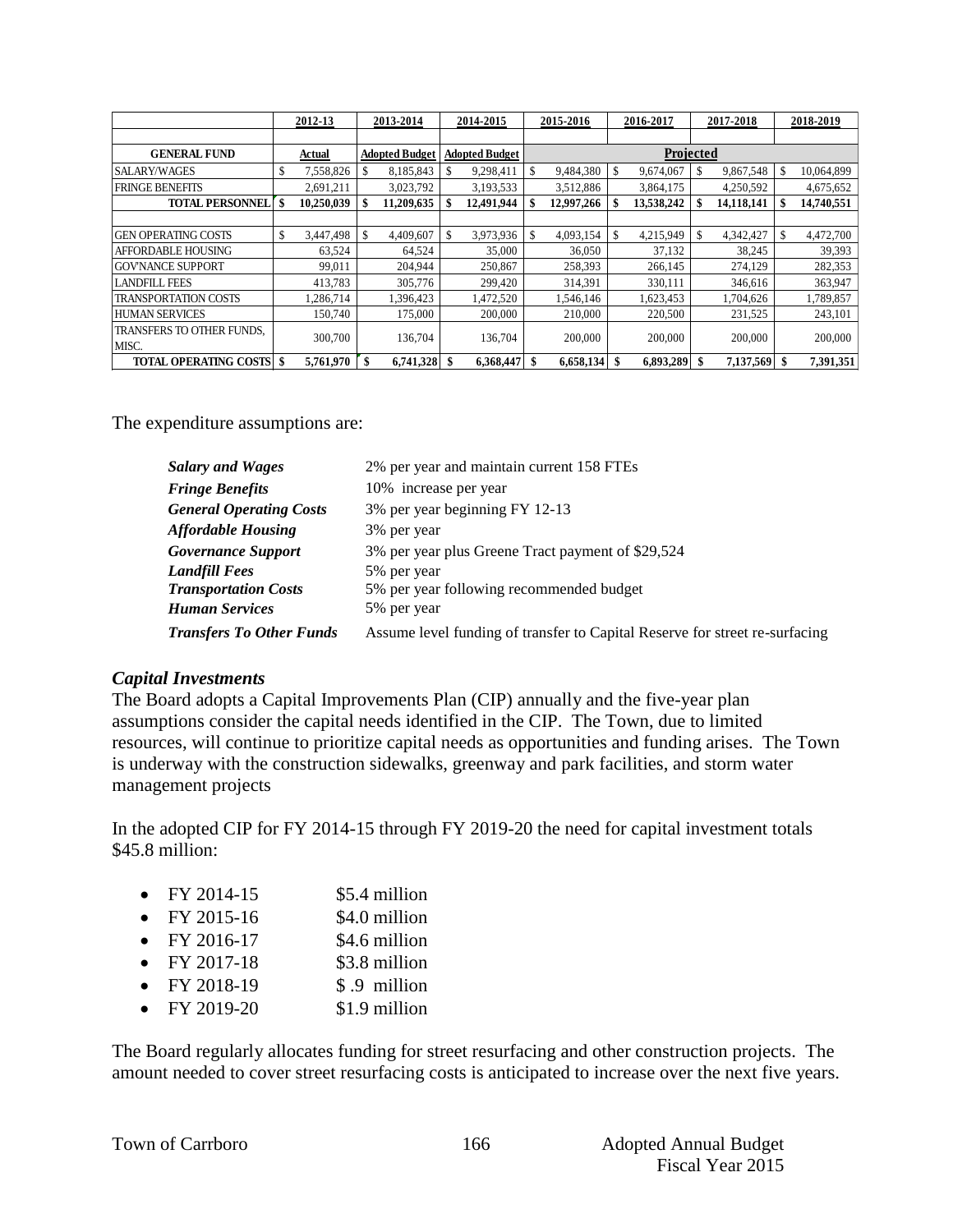| | 2012-13 | 2013-2014 | 2014-2015 | 2015-2016 | 2016-2017 | 2017-2018 | 2018-2019 |
|---|---|---|---|---|---|---|---|
| **GENERAL FUND** | **Actual** | **Adopted Budget** | **Adopted Budget** | **Projected** | | | |
| SALARY/WAGES | $ 7,558,826 | $ 8,185,843 | $ 9,298,411 | $ 9,484,380 | $ 9,674,067 | $ 9,867,548 | $ 10,064,899 |
| FRINGE BENEFITS | 2,691,211 | 3,023,792 | 3,193,533 | 3,512,886 | 3,864,175 | 4,250,592 | 4,675,652 |
| **TOTAL PERSONNEL** | **$ 10,250,039** | **$ 11,209,635** | **$ 12,491,944** | **$ 12,997,266** | **$ 13,538,242** | **$ 14,118,141** | **$ 14,740,551** |
| | | | | | | | |
| GEN OPERATING COSTS | $ 3,447,498 | $ 4,409,607 | $ 3,973,936 | $ 4,093,154 | $ 4,215,949 | $ 4,342,427 | $ 4,472,700 |
| AFFORDABLE HOUSING | 63,524 | 64,524 | 35,000 | 36,050 | 37,132 | 38,245 | 39,393 |
| GOV'NANCE SUPPORT | 99,011 | 204,944 | 250,867 | 258,393 | 266,145 | 274,129 | 282,353 |
| LANDFILL FEES | 413,783 | 305,776 | 299,420 | 314,391 | 330,111 | 346,616 | 363,947 |
| TRANSPORTATION COSTS | 1,286,714 | 1,396,423 | 1,472,520 | 1,546,146 | 1,623,453 | 1,704,626 | 1,789,857 |
| HUMAN SERVICES | 150,740 | 175,000 | 200,000 | 210,000 | 220,500 | 231,525 | 243,101 |
| TRANSFERS TO OTHER FUNDS, MISC. | 300,700 | 136,704 | 136,704 | 200,000 | 200,000 | 200,000 | 200,000 |
| **TOTAL OPERATING COSTS** | **$ 5,761,970** | **$ 6,741,328** | **$ 6,368,447** | **$ 6,658,134** | **$ 6,893,289** | **$ 7,137,569** | **$ 7,391,351** |

The expenditure assumptions are:

| | |
|---|---|
| ***Salary and Wages*** | 2% per year and maintain current 158 FTEs |
| ***Fringe Benefits*** | 10% increase per year |
| ***General Operating Costs*** | 3% per year beginning FY 12-13 |
| ***Affordable Housing*** | 3% per year |
| ***Governance Support*** | 3% per year plus Greene Tract payment of $29,524 |
| ***Landfill Fees*** | 5% per year |
| ***Transportation Costs*** | 5% per year following recommended budget |
| ***Human Services*** | 5% per year |
| ***Transfers To Other Funds*** | Assume level funding of transfer to Capital Reserve for street re-surfacing |

### *Capital Investments*

The Board adopts a Capital Improvements Plan (CIP) annually and the five-year plan assumptions consider the capital needs identified in the CIP. The Town, due to limited resources, will continue to prioritize capital needs as opportunities and funding arises. The Town is underway with the construction sidewalks, greenway and park facilities, and storm water management projects

In the adopted CIP for FY 2014-15 through FY 2019-20 the need for capital investment totals $45.8 million:

- FY 2014-15 $5.4 million
- FY 2015-16 $4.0 million
- FY 2016-17 $4.6 million
- FY 2017-18 $3.8 million
- FY 2018-19 $ .9 million
- FY 2019-20 $1.9 million

The Board regularly allocates funding for street resurfacing and other construction projects. The amount needed to cover street resurfacing costs is anticipated to increase over the next five years.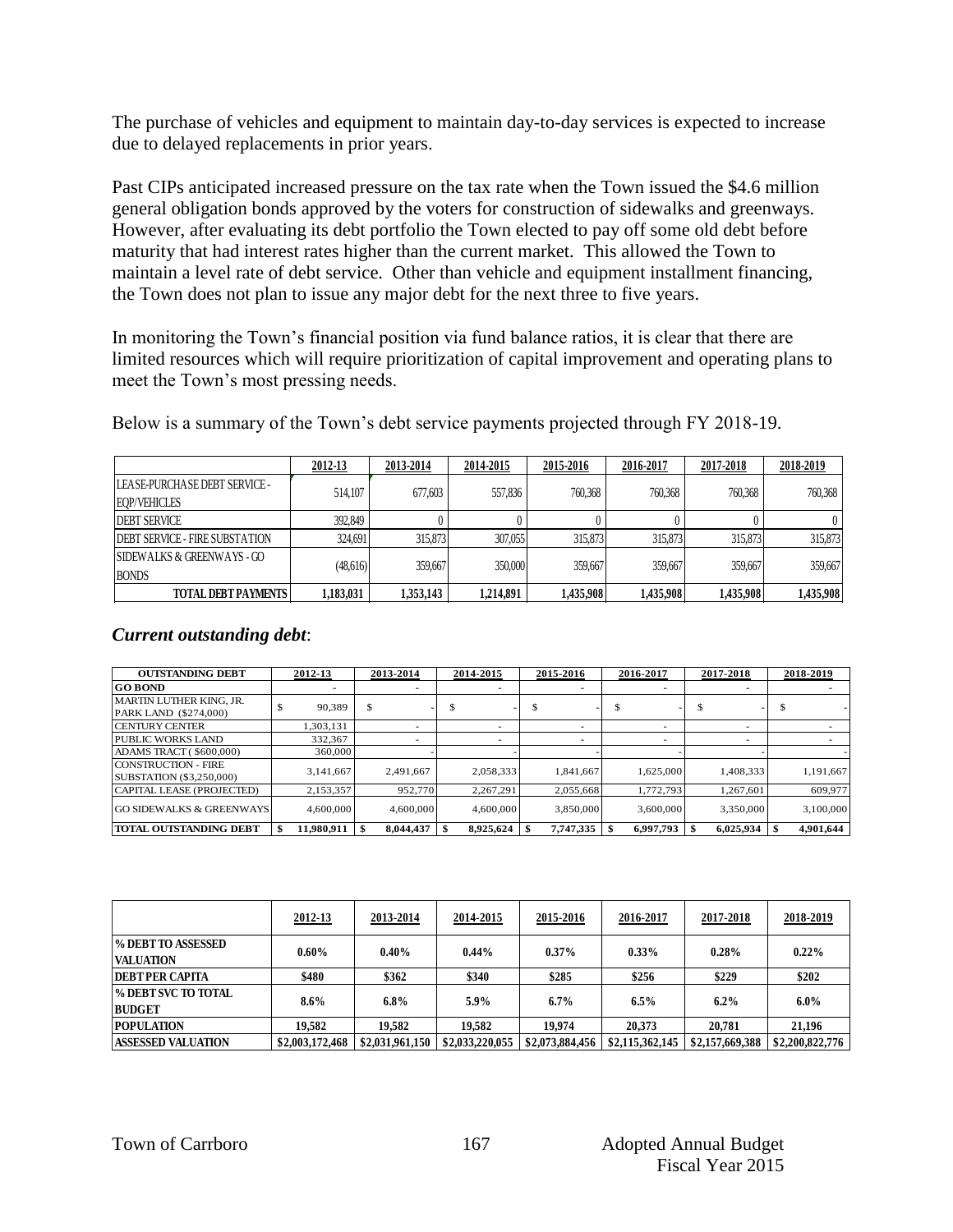The purchase of vehicles and equipment to maintain day-to-day services is expected to increase due to delayed replacements in prior years.

Past CIPs anticipated increased pressure on the tax rate when the Town issued the $4.6 million general obligation bonds approved by the voters for construction of sidewalks and greenways. However, after evaluating its debt portfolio the Town elected to pay off some old debt before maturity that had interest rates higher than the current market. This allowed the Town to maintain a level rate of debt service. Other than vehicle and equipment installment financing, the Town does not plan to issue any major debt for the next three to five years.

In monitoring the Town's financial position via fund balance ratios, it is clear that there are limited resources which will require prioritization of capital improvement and operating plans to meet the Town's most pressing needs.

Below is a summary of the Town's debt service payments projected through FY 2018-19.

| | 2012-13 | 2013-2014 | 2014-2015 | 2015-2016 | 2016-2017 | 2017-2018 | 2018-2019 |
|---|---|---|---|---|---|---|---|
| LEASE-PURCHASE DEBT SERVICE - EQP/VEHICLES | 514,107 | 677,603 | 557,836 | 760,368 | 760,368 | 760,368 | 760,368 |
| DEBT SERVICE | 392,849 | 0 | 0 | 0 | 0 | 0 | 0 |
| DEBT SERVICE - FIRE SUBSTATION | 324,691 | 315,873 | 307,055 | 315,873 | 315,873 | 315,873 | 315,873 |
| SIDEWALKS & GREENWAYS - GO BONDS | (48,616) | 359,667 | 350,000 | 359,667 | 359,667 | 359,667 | 359,667 |
| **TOTAL DEBT PAYMENTS** | **1,183,031** | **1,353,143** | **1,214,891** | **1,435,908** | **1,435,908** | **1,435,908** | **1,435,908** |

### *Current outstanding debt*:

| OUTSTANDING DEBT | 2012-13 | 2013-2014 | 2014-2015 | 2015-2016 | 2016-2017 | 2017-2018 | 2018-2019 |
|---|---|---|---|---|---|---|---|
| **GO BOND** | - | - | - | - | - | - | - |
| MARTIN LUTHER KING, JR. PARK LAND ($274,000) | $ 90,389 | $ - | $ - | $ - | $ - | $ - | $ - |
| CENTURY CENTER | 1,303,131 | - | - | - | - | - | - |
| PUBLIC WORKS LAND | 332,367 | - | - | - | - | - | - |
| ADAMS TRACT ( $600,000) | 360,000 | - | - | - | - | - | - |
| CONSTRUCTION - FIRE SUBSTATION ($3,250,000) | 3,141,667 | 2,491,667 | 2,058,333 | 1,841,667 | 1,625,000 | 1,408,333 | 1,191,667 |
| CAPITAL LEASE (PROJECTED) | 2,153,357 | 952,770 | 2,267,291 | 2,055,668 | 1,772,793 | 1,267,601 | 609,977 |
| GO SIDEWALKS & GREENWAYS | 4,600,000 | 4,600,000 | 4,600,000 | 3,850,000 | 3,600,000 | 3,350,000 | 3,100,000 |
| **TOTAL OUTSTANDING DEBT** | **$ 11,980,911** | **$ 8,044,437** | **$ 8,925,624** | **$ 7,747,335** | **$ 6,997,793** | **$ 6,025,934** | **$ 4,901,644** |

| | 2012-13 | 2013-2014 | 2014-2015 | 2015-2016 | 2016-2017 | 2017-2018 | 2018-2019 |
|---|---|---|---|---|---|---|---|
| **% DEBT TO ASSESSED VALUATION** | **0.60%** | **0.40%** | **0.44%** | **0.37%** | **0.33%** | **0.28%** | **0.22%** |
| **DEBT PER CAPITA** | **$480** | **$362** | **$340** | **$285** | **$256** | **$229** | **$202** |
| **% DEBT SVC TO TOTAL BUDGET** | **8.6%** | **6.8%** | **5.9%** | **6.7%** | **6.5%** | **6.2%** | **6.0%** |
| **POPULATION** | **19,582** | **19,582** | **19,582** | **19,974** | **20,373** | **20,781** | **21,196** |
| **ASSESSED VALUATION** | **$2,003,172,468** | **$2,031,961,150** | **$2,033,220,055** | **$2,073,884,456** | **$2,115,362,145** | **$2,157,669,388** | **$2,200,822,776** |